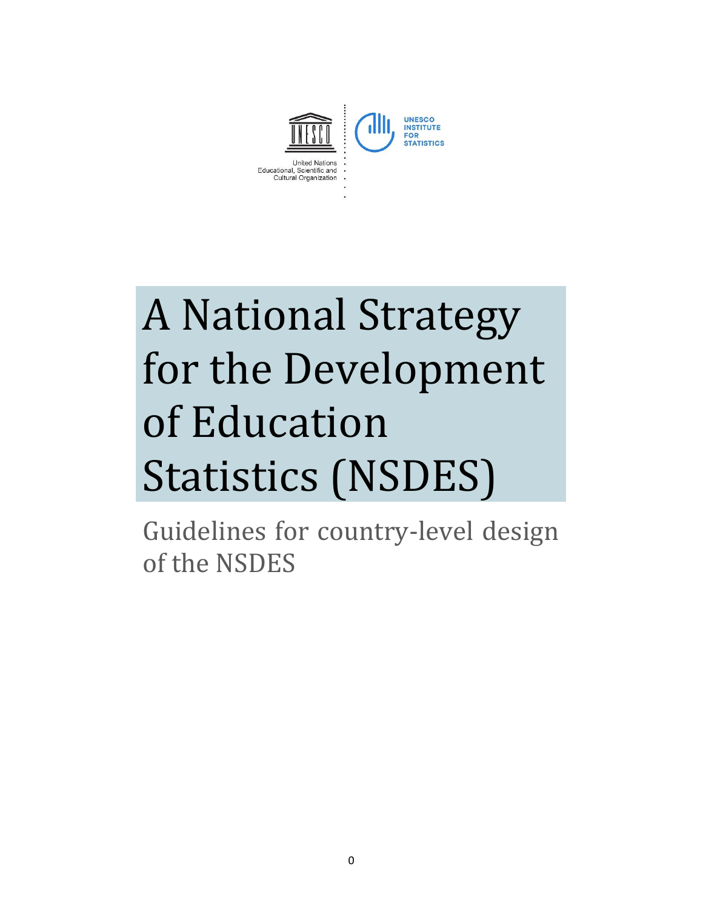United Nations
Educational, Scientific and
Cultural Organization

UNESCO
INSTITUTE
FOR
STATISTICS

# A National Strategy for the Development of Education Statistics (NSDES)

## Guidelines for country-level design of the NSDES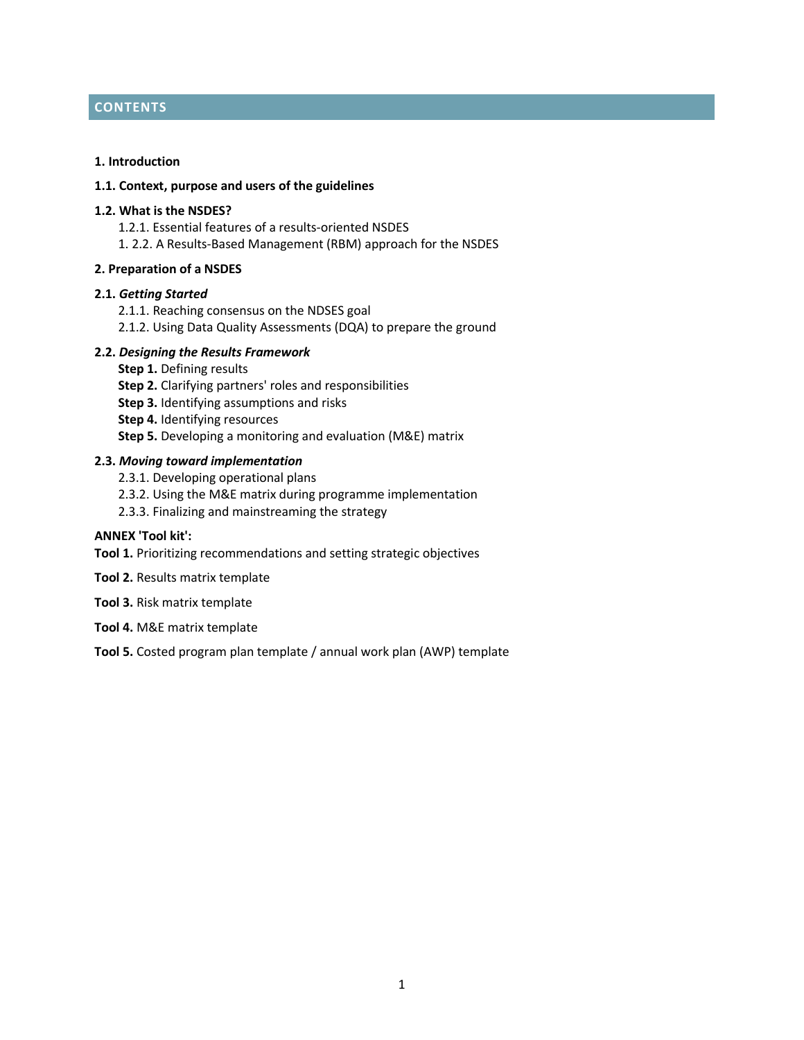## CONTENTS

**1. Introduction**

**1.1. Context, purpose and users of the guidelines**

**1.2. What is the NSDES?**

1.2.1. Essential features of a results-oriented NSDES

1. 2.2. A Results-Based Management (RBM) approach for the NSDES

**2. Preparation of a NSDES**

**2.1. *Getting Started***

2.1.1. Reaching consensus on the NDSES goal

2.1.2. Using Data Quality Assessments (DQA) to prepare the ground

**2.2. *Designing the Results Framework***

**Step 1.** Defining results

**Step 2.** Clarifying partners' roles and responsibilities

**Step 3.** Identifying assumptions and risks

**Step 4.** Identifying resources

**Step 5.** Developing a monitoring and evaluation (M&E) matrix

**2.3. *Moving toward implementation***

2.3.1. Developing operational plans

2.3.2. Using the M&E matrix during programme implementation

2.3.3. Finalizing and mainstreaming the strategy

**ANNEX 'Tool kit':**

**Tool 1.** Prioritizing recommendations and setting strategic objectives

**Tool 2.** Results matrix template

**Tool 3.** Risk matrix template

**Tool 4.** M&E matrix template

**Tool 5.** Costed program plan template / annual work plan (AWP) template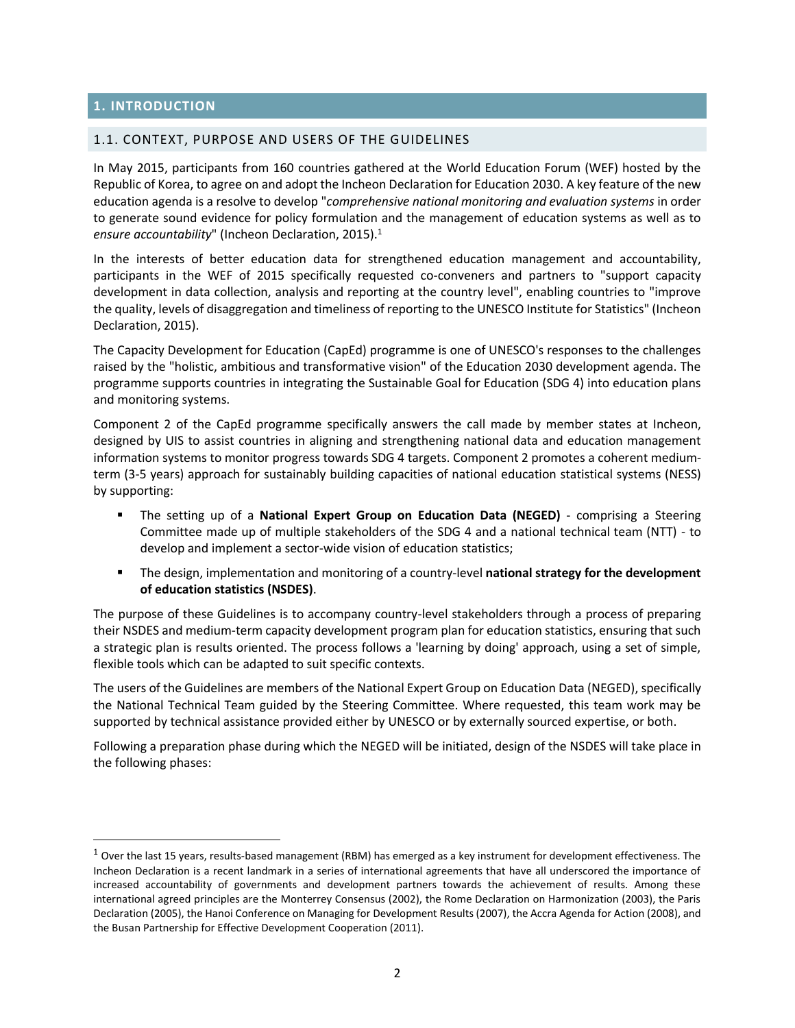# 1. INTRODUCTION

## 1.1. CONTEXT, PURPOSE AND USERS OF THE GUIDELINES

In May 2015, participants from 160 countries gathered at the World Education Forum (WEF) hosted by the Republic of Korea, to agree on and adopt the Incheon Declaration for Education 2030. A key feature of the new education agenda is a resolve to develop "*comprehensive national monitoring and evaluation systems* in order to generate sound evidence for policy formulation and the management of education systems as well as to *ensure accountability*" (Incheon Declaration, 2015).[1]

In the interests of better education data for strengthened education management and accountability, participants in the WEF of 2015 specifically requested co-conveners and partners to "support capacity development in data collection, analysis and reporting at the country level", enabling countries to "improve the quality, levels of disaggregation and timeliness of reporting to the UNESCO Institute for Statistics" (Incheon Declaration, 2015).

The Capacity Development for Education (CapEd) programme is one of UNESCO's responses to the challenges raised by the "holistic, ambitious and transformative vision" of the Education 2030 development agenda. The programme supports countries in integrating the Sustainable Goal for Education (SDG 4) into education plans and monitoring systems.

Component 2 of the CapEd programme specifically answers the call made by member states at Incheon, designed by UIS to assist countries in aligning and strengthening national data and education management information systems to monitor progress towards SDG 4 targets. Component 2 promotes a coherent medium-term (3-5 years) approach for sustainably building capacities of national education statistical systems (NESS) by supporting:

- The setting up of a **National Expert Group on Education Data (NEGED)** - comprising a Steering Committee made up of multiple stakeholders of the SDG 4 and a national technical team (NTT) - to develop and implement a sector-wide vision of education statistics;
- The design, implementation and monitoring of a country-level **national strategy for the development of education statistics (NSDES)**.

The purpose of these Guidelines is to accompany country-level stakeholders through a process of preparing their NSDES and medium-term capacity development program plan for education statistics, ensuring that such a strategic plan is results oriented. The process follows a 'learning by doing' approach, using a set of simple, flexible tools which can be adapted to suit specific contexts.

The users of the Guidelines are members of the National Expert Group on Education Data (NEGED), specifically the National Technical Team guided by the Steering Committee. Where requested, this team work may be supported by technical assistance provided either by UNESCO or by externally sourced expertise, or both.

Following a preparation phase during which the NEGED will be initiated, design of the NSDES will take place in the following phases:

---

[1] Over the last 15 years, results-based management (RBM) has emerged as a key instrument for development effectiveness. The Incheon Declaration is a recent landmark in a series of international agreements that have all underscored the importance of increased accountability of governments and development partners towards the achievement of results. Among these international agreed principles are the Monterrey Consensus (2002), the Rome Declaration on Harmonization (2003), the Paris Declaration (2005), the Hanoi Conference on Managing for Development Results (2007), the Accra Agenda for Action (2008), and the Busan Partnership for Effective Development Cooperation (2011).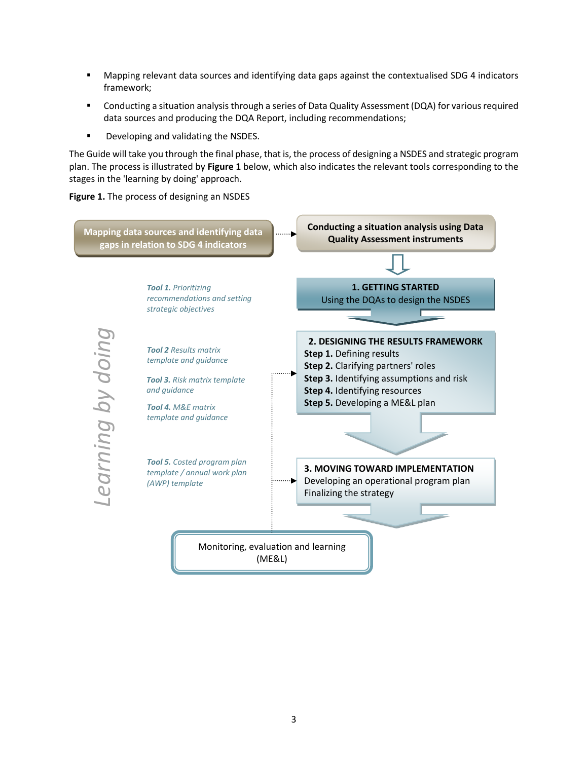- Mapping relevant data sources and identifying data gaps against the contextualised SDG 4 indicators framework;
- Conducting a situation analysis through a series of Data Quality Assessment (DQA) for various required data sources and producing the DQA Report, including recommendations;
- Developing and validating the NSDES.

The Guide will take you through the final phase, that is, the process of designing a NSDES and strategic program plan. The process is illustrated by **Figure 1** below, which also indicates the relevant tools corresponding to the stages in the 'learning by doing' approach.

**Figure 1.** The process of designing an NSDES

**Mapping data sources and identifying data gaps in relation to SDG 4 indicators**

**Conducting a situation analysis using Data Quality Assessment instruments**

*Learning by doing*

***Tool 1.*** *Prioritizing recommendations and setting strategic objectives*

**1. GETTING STARTED**
Using the DQAs to design the NSDES

***Tool 2*** *Results matrix template and guidance*

***Tool 3.*** *Risk matrix template and guidance*

***Tool 4.*** *M&E matrix template and guidance*

**2. DESIGNING THE RESULTS FRAMEWORK**
**Step 1.** Defining results
**Step 2.** Clarifying partners' roles
**Step 3.** Identifying assumptions and risk
**Step 4.** Identifying resources
**Step 5.** Developing a ME&L plan

***Tool 5.*** *Costed program plan template / annual work plan (AWP) template*

**3. MOVING TOWARD IMPLEMENTATION**
Developing an operational program plan
Finalizing the strategy

Monitoring, evaluation and learning (ME&L)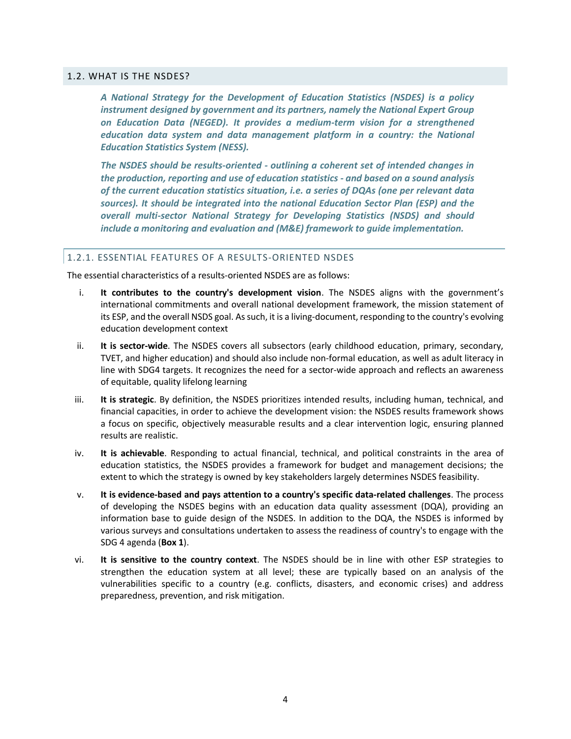## 1.2. WHAT IS THE NSDES?

***A National Strategy for the Development of Education Statistics (NSDES) is a policy instrument designed by government and its partners, namely the National Expert Group on Education Data (NEGED). It provides a medium-term vision for a strengthened education data system and data management platform in a country: the National Education Statistics System (NESS).***

***The NSDES should be results-oriented - outlining a coherent set of intended changes in the production, reporting and use of education statistics - and based on a sound analysis of the current education statistics situation, i.e. a series of DQAs (one per relevant data sources). It should be integrated into the national Education Sector Plan (ESP) and the overall multi-sector National Strategy for Developing Statistics (NSDS) and should include a monitoring and evaluation and (M&E) framework to guide implementation.***

### 1.2.1. ESSENTIAL FEATURES OF A RESULTS-ORIENTED NSDES

The essential characteristics of a results-oriented NSDES are as follows:

i. **It contributes to the country's development vision**. The NSDES aligns with the government's international commitments and overall national development framework, the mission statement of its ESP, and the overall NSDS goal. As such, it is a living-document, responding to the country's evolving education development context

ii. **It is sector-wide**. The NSDES covers all subsectors (early childhood education, primary, secondary, TVET, and higher education) and should also include non-formal education, as well as adult literacy in line with SDG4 targets. It recognizes the need for a sector-wide approach and reflects an awareness of equitable, quality lifelong learning

iii. **It is strategic**. By definition, the NSDES prioritizes intended results, including human, technical, and financial capacities, in order to achieve the development vision: the NSDES results framework shows a focus on specific, objectively measurable results and a clear intervention logic, ensuring planned results are realistic.

iv. **It is achievable**. Responding to actual financial, technical, and political constraints in the area of education statistics, the NSDES provides a framework for budget and management decisions; the extent to which the strategy is owned by key stakeholders largely determines NSDES feasibility.

v. **It is evidence-based and pays attention to a country's specific data-related challenges**. The process of developing the NSDES begins with an education data quality assessment (DQA), providing an information base to guide design of the NSDES. In addition to the DQA, the NSDES is informed by various surveys and consultations undertaken to assess the readiness of country's to engage with the SDG 4 agenda (**Box 1**).

vi. **It is sensitive to the country context**. The NSDES should be in line with other ESP strategies to strengthen the education system at all level; these are typically based on an analysis of the vulnerabilities specific to a country (e.g. conflicts, disasters, and economic crises) and address preparedness, prevention, and risk mitigation.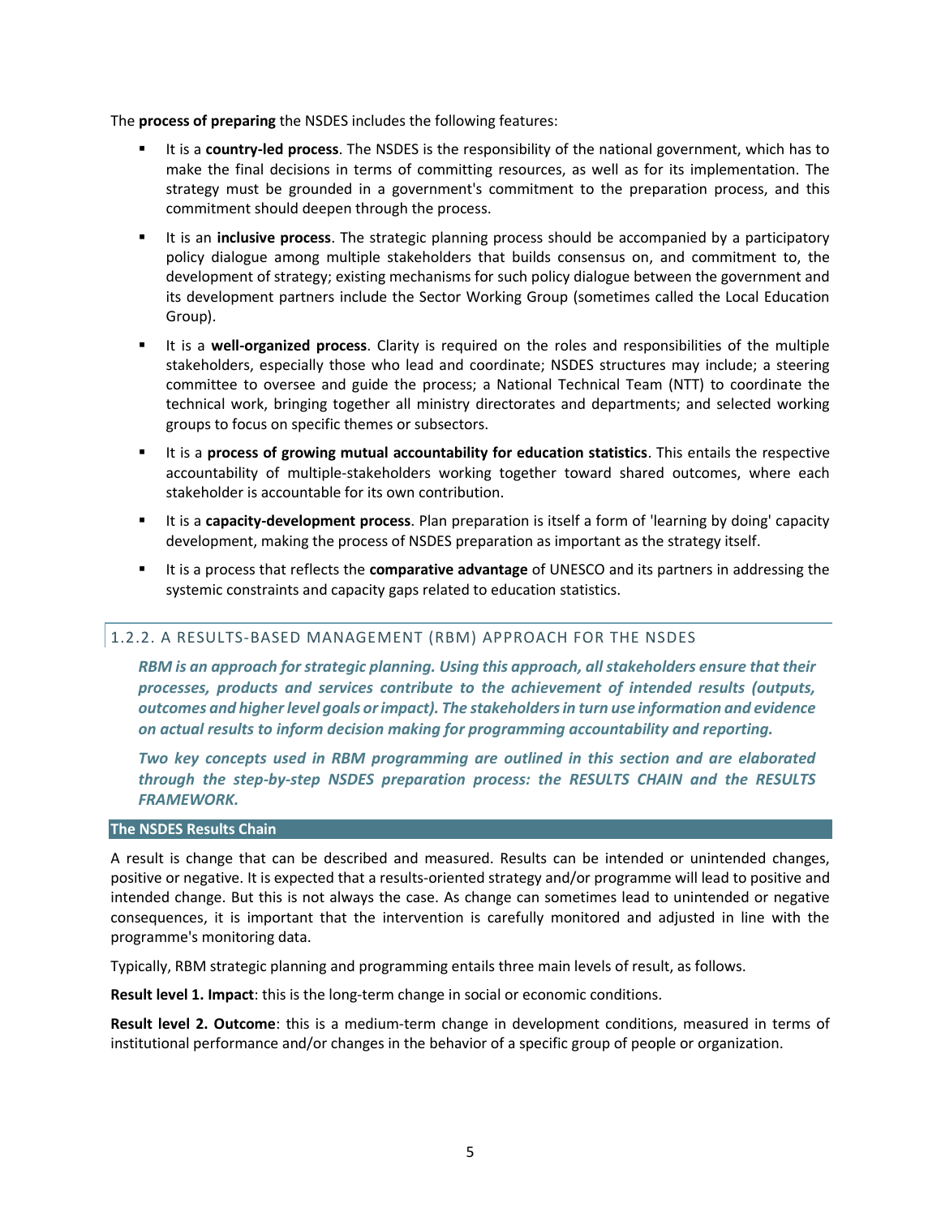The **process of preparing** the NSDES includes the following features:

- It is a **country-led process**. The NSDES is the responsibility of the national government, which has to make the final decisions in terms of committing resources, as well as for its implementation. The strategy must be grounded in a government's commitment to the preparation process, and this commitment should deepen through the process.
- It is an **inclusive process**. The strategic planning process should be accompanied by a participatory policy dialogue among multiple stakeholders that builds consensus on, and commitment to, the development of strategy; existing mechanisms for such policy dialogue between the government and its development partners include the Sector Working Group (sometimes called the Local Education Group).
- It is a **well-organized process**. Clarity is required on the roles and responsibilities of the multiple stakeholders, especially those who lead and coordinate; NSDES structures may include; a steering committee to oversee and guide the process; a National Technical Team (NTT) to coordinate the technical work, bringing together all ministry directorates and departments; and selected working groups to focus on specific themes or subsectors.
- It is a **process of growing mutual accountability for education statistics**. This entails the respective accountability of multiple-stakeholders working together toward shared outcomes, where each stakeholder is accountable for its own contribution.
- It is a **capacity-development process**. Plan preparation is itself a form of 'learning by doing' capacity development, making the process of NSDES preparation as important as the strategy itself.
- It is a process that reflects the **comparative advantage** of UNESCO and its partners in addressing the systemic constraints and capacity gaps related to education statistics.

### 1.2.2. A RESULTS-BASED MANAGEMENT (RBM) APPROACH FOR THE NSDES

***RBM is an approach for strategic planning. Using this approach, all stakeholders ensure that their processes, products and services contribute to the achievement of intended results (outputs, outcomes and higher level goals or impact). The stakeholders in turn use information and evidence on actual results to inform decision making for programming accountability and reporting.***

***Two key concepts used in RBM programming are outlined in this section and are elaborated through the step-by-step NSDES preparation process: the RESULTS CHAIN and the RESULTS FRAMEWORK.***

#### The NSDES Results Chain

A result is change that can be described and measured. Results can be intended or unintended changes, positive or negative. It is expected that a results-oriented strategy and/or programme will lead to positive and intended change. But this is not always the case. As change can sometimes lead to unintended or negative consequences, it is important that the intervention is carefully monitored and adjusted in line with the programme's monitoring data.

Typically, RBM strategic planning and programming entails three main levels of result, as follows.

**Result level 1. Impact**: this is the long-term change in social or economic conditions.

**Result level 2. Outcome**: this is a medium-term change in development conditions, measured in terms of institutional performance and/or changes in the behavior of a specific group of people or organization.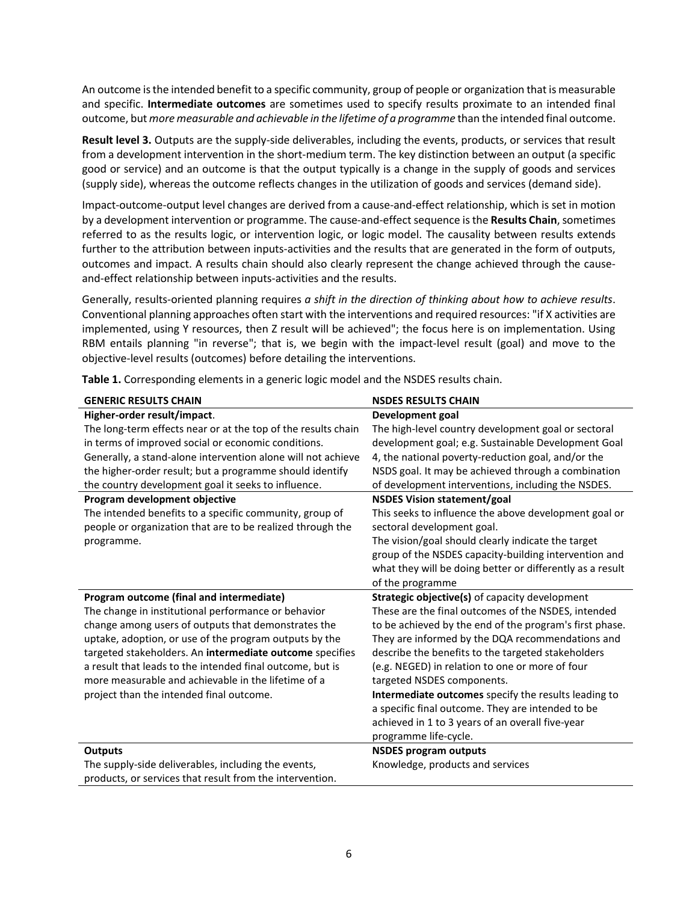An outcome is the intended benefit to a specific community, group of people or organization that is measurable and specific. **Intermediate outcomes** are sometimes used to specify results proximate to an intended final outcome, but *more measurable and achievable in the lifetime of a programme* than the intended final outcome.

**Result level 3.** Outputs are the supply-side deliverables, including the events, products, or services that result from a development intervention in the short-medium term. The key distinction between an output (a specific good or service) and an outcome is that the output typically is a change in the supply of goods and services (supply side), whereas the outcome reflects changes in the utilization of goods and services (demand side).

Impact-outcome-output level changes are derived from a cause-and-effect relationship, which is set in motion by a development intervention or programme. The cause-and-effect sequence is the **Results Chain**, sometimes referred to as the results logic, or intervention logic, or logic model. The causality between results extends further to the attribution between inputs-activities and the results that are generated in the form of outputs, outcomes and impact. A results chain should also clearly represent the change achieved through the cause-and-effect relationship between inputs-activities and the results.

Generally, results-oriented planning requires *a shift in the direction of thinking about how to achieve results*. Conventional planning approaches often start with the interventions and required resources: "if X activities are implemented, using Y resources, then Z result will be achieved"; the focus here is on implementation. Using RBM entails planning "in reverse"; that is, we begin with the impact-level result (goal) and move to the objective-level results (outcomes) before detailing the interventions.

**Table 1.** Corresponding elements in a generic logic model and the NSDES results chain.

| GENERIC RESULTS CHAIN | NSDES RESULTS CHAIN |
|---|---|
| **Higher-order result/impact**.<br>The long-term effects near or at the top of the results chain in terms of improved social or economic conditions. Generally, a stand-alone intervention alone will not achieve the higher-order result; but a programme should identify the country development goal it seeks to influence. | **Development goal**<br>The high-level country development goal or sectoral development goal; e.g. Sustainable Development Goal 4, the national poverty-reduction goal, and/or the NSDS goal. It may be achieved through a combination of development interventions, including the NSDES. |
| **Program development objective**<br>The intended benefits to a specific community, group of people or organization that are to be realized through the programme. | **NSDES Vision statement/goal**<br>This seeks to influence the above development goal or sectoral development goal.<br>The vision/goal should clearly indicate the target group of the NSDES capacity-building intervention and what they will be doing better or differently as a result of the programme |
| **Program outcome (final and intermediate)**<br>The change in institutional performance or behavior change among users of outputs that demonstrates the uptake, adoption, or use of the program outputs by the targeted stakeholders. An **intermediate outcome** specifies a result that leads to the intended final outcome, but is more measurable and achievable in the lifetime of a project than the intended final outcome. | **Strategic objective(s)** of capacity development<br>These are the final outcomes of the NSDES, intended to be achieved by the end of the program's first phase. They are informed by the DQA recommendations and describe the benefits to the targeted stakeholders (e.g. NEGED) in relation to one or more of four targeted NSDES components.<br>**Intermediate outcomes** specify the results leading to a specific final outcome. They are intended to be achieved in 1 to 3 years of an overall five-year programme life-cycle. |
| **Outputs**<br>The supply-side deliverables, including the events, products, or services that result from the intervention. | **NSDES program outputs**<br>Knowledge, products and services |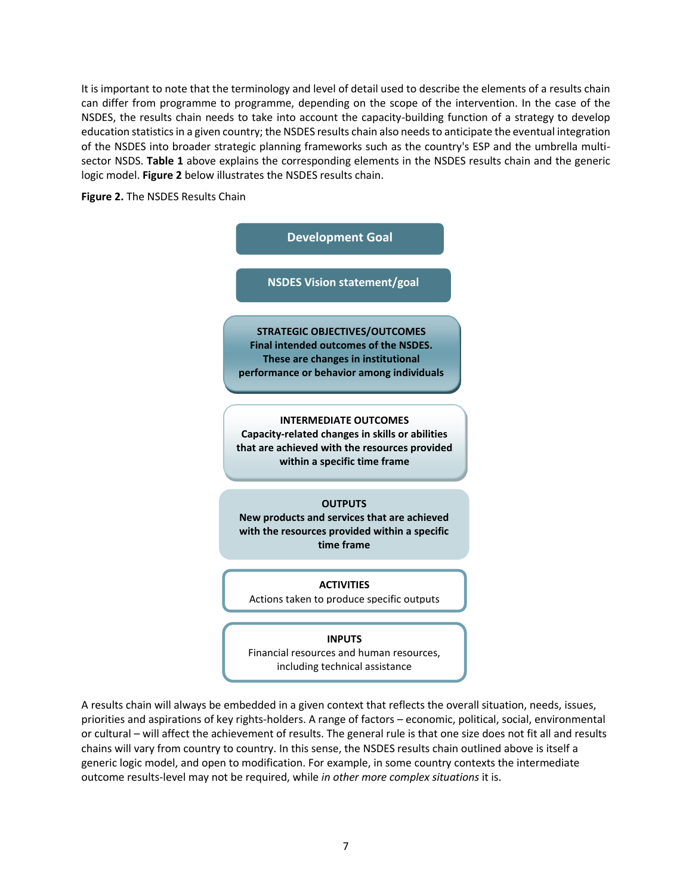It is important to note that the terminology and level of detail used to describe the elements of a results chain can differ from programme to programme, depending on the scope of the intervention. In the case of the NSDES, the results chain needs to take into account the capacity-building function of a strategy to develop education statistics in a given country; the NSDES results chain also needs to anticipate the eventual integration of the NSDES into broader strategic planning frameworks such as the country's ESP and the umbrella multi-sector NSDS. **Table 1** above explains the corresponding elements in the NSDES results chain and the generic logic model. **Figure 2** below illustrates the NSDES results chain.

**Figure 2.** The NSDES Results Chain

**Development Goal**

**NSDES Vision statement/goal**

**STRATEGIC OBJECTIVES/OUTCOMES**
**Final intended outcomes of the NSDES. These are changes in institutional performance or behavior among individuals**

**INTERMEDIATE OUTCOMES**
**Capacity-related changes in skills or abilities that are achieved with the resources provided within a specific time frame**

**OUTPUTS**
**New products and services that are achieved with the resources provided within a specific time frame**

**ACTIVITIES**
Actions taken to produce specific outputs

**INPUTS**
Financial resources and human resources, including technical assistance

A results chain will always be embedded in a given context that reflects the overall situation, needs, issues, priorities and aspirations of key rights-holders. A range of factors – economic, political, social, environmental or cultural – will affect the achievement of results. The general rule is that one size does not fit all and results chains will vary from country to country. In this sense, the NSDES results chain outlined above is itself a generic logic model, and open to modification. For example, in some country contexts the intermediate outcome results-level may not be required, while *in other more complex situations* it is.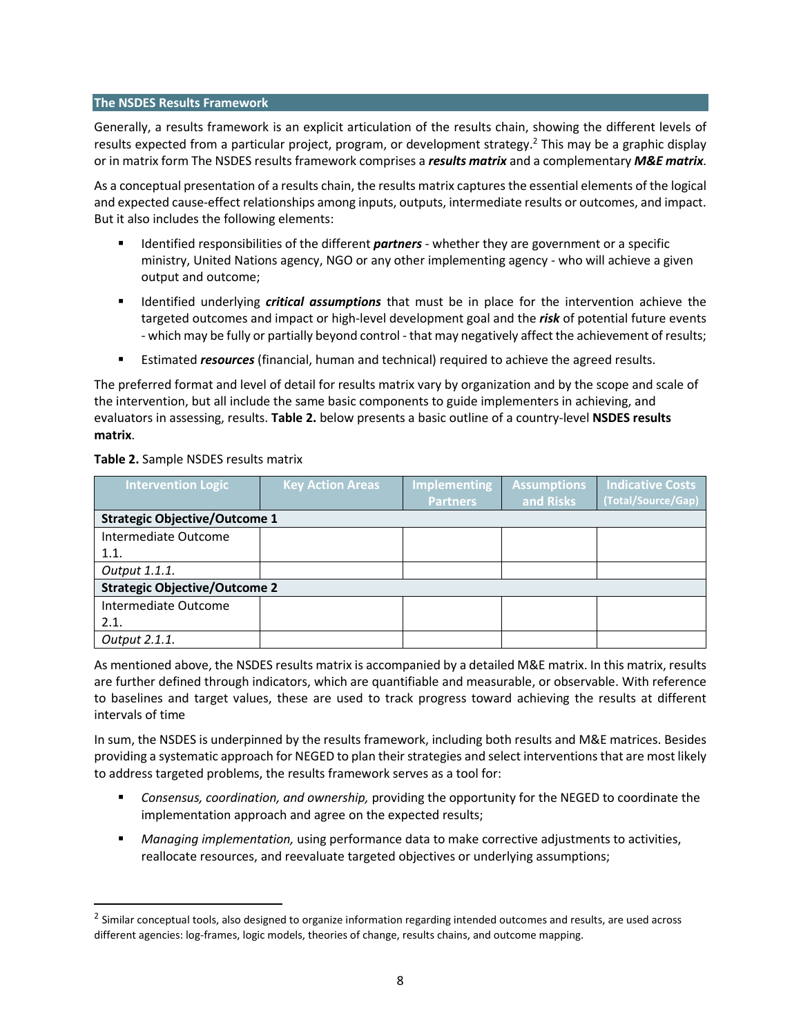## The NSDES Results Framework

Generally, a results framework is an explicit articulation of the results chain, showing the different levels of results expected from a particular project, program, or development strategy.[2] This may be a graphic display or in matrix form The NSDES results framework comprises a ***results matrix*** and a complementary ***M&E matrix***.

As a conceptual presentation of a results chain, the results matrix captures the essential elements of the logical and expected cause-effect relationships among inputs, outputs, intermediate results or outcomes, and impact. But it also includes the following elements:

- Identified responsibilities of the different ***partners*** - whether they are government or a specific ministry, United Nations agency, NGO or any other implementing agency - who will achieve a given output and outcome;
- Identified underlying ***critical assumptions*** that must be in place for the intervention achieve the targeted outcomes and impact or high-level development goal and the ***risk*** of potential future events - which may be fully or partially beyond control - that may negatively affect the achievement of results;
- Estimated ***resources*** (financial, human and technical) required to achieve the agreed results.

The preferred format and level of detail for results matrix vary by organization and by the scope and scale of the intervention, but all include the same basic components to guide implementers in achieving, and evaluators in assessing, results. **Table 2.** below presents a basic outline of a country-level **NSDES results matrix**.

**Table 2.** Sample NSDES results matrix

| Intervention Logic | Key Action Areas | Implementing Partners | Assumptions and Risks | Indicative Costs (Total/Source/Gap) |
|---|---|---|---|---|
| **Strategic Objective/Outcome 1** | | | | |
| Intermediate Outcome 1.1. | | | | |
| *Output 1.1.1.* | | | | |
| **Strategic Objective/Outcome 2** | | | | |
| Intermediate Outcome 2.1. | | | | |
| *Output 2.1.1.* | | | | |

As mentioned above, the NSDES results matrix is accompanied by a detailed M&E matrix. In this matrix, results are further defined through indicators, which are quantifiable and measurable, or observable. With reference to baselines and target values, these are used to track progress toward achieving the results at different intervals of time

In sum, the NSDES is underpinned by the results framework, including both results and M&E matrices. Besides providing a systematic approach for NEGED to plan their strategies and select interventions that are most likely to address targeted problems, the results framework serves as a tool for:

- *Consensus, coordination, and ownership,* providing the opportunity for the NEGED to coordinate the implementation approach and agree on the expected results;
- *Managing implementation,* using performance data to make corrective adjustments to activities, reallocate resources, and reevaluate targeted objectives or underlying assumptions;

[2] Similar conceptual tools, also designed to organize information regarding intended outcomes and results, are used across different agencies: log-frames, logic models, theories of change, results chains, and outcome mapping.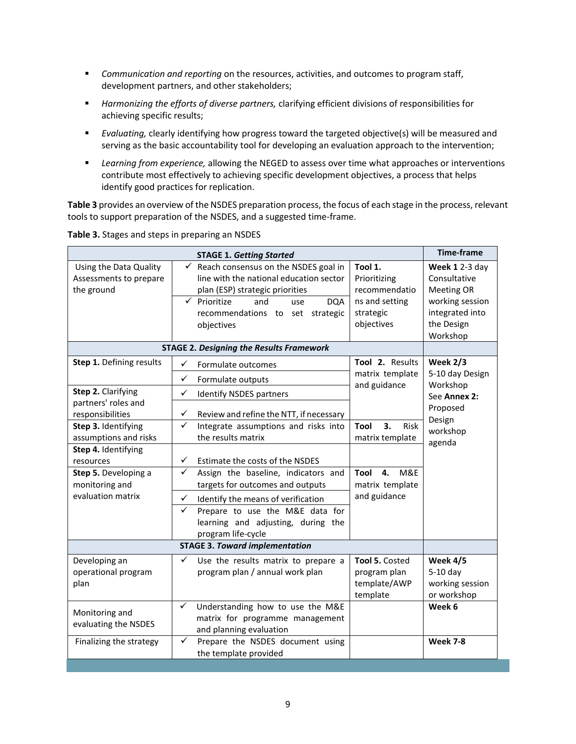- *Communication and reporting* on the resources, activities, and outcomes to program staff, development partners, and other stakeholders;
- *Harmonizing the efforts of diverse partners,* clarifying efficient divisions of responsibilities for achieving specific results;
- *Evaluating,* clearly identifying how progress toward the targeted objective(s) will be measured and serving as the basic accountability tool for developing an evaluation approach to the intervention;
- *Learning from experience,* allowing the NEGED to assess over time what approaches or interventions contribute most effectively to achieving specific development objectives, a process that helps identify good practices for replication.

**Table 3** provides an overview of the NSDES preparation process, the focus of each stage in the process, relevant tools to support preparation of the NSDES, and a suggested time-frame.

**Table 3.** Stages and steps in preparing an NSDES

| **STAGE 1. *Getting Started*** | | | **Time-frame** |
|---|---|---|---|
| Using the Data Quality Assessments to prepare the ground | ✓ Reach consensus on the NSDES goal in line with the national education sector plan (ESP) strategic priorities<br>✓ Prioritize and use DQA recommendations to set strategic objectives | **Tool 1.** Prioritizing recommendations and setting strategic objectives | **Week 1** 2-3 day Consultative Meeting OR working session integrated into the Design Workshop |
| **STAGE 2. *Designing the Results Framework*** | | | |
| **Step 1.** Defining results | ✓ Formulate outcomes<br>✓ Formulate outputs | **Tool 2.** Results matrix template and guidance | **Week 2/3** 5-10 day Design Workshop See **Annex 2:** Proposed Design workshop agenda |
| **Step 2.** Clarifying partners' roles and responsibilities | ✓ Identify NSDES partners<br>✓ Review and refine the NTT, if necessary | | |
| **Step 3.** Identifying assumptions and risks | ✓ Integrate assumptions and risks into the results matrix | **Tool 3.** Risk matrix template | |
| **Step 4.** Identifying resources | ✓ Estimate the costs of the NSDES | | |
| **Step 5.** Developing a monitoring and evaluation matrix | ✓ Assign the baseline, indicators and targets for outcomes and outputs<br>✓ Identify the means of verification<br>✓ Prepare to use the M&E data for learning and adjusting, during the program life-cycle | **Tool 4.** M&E matrix template and guidance | |
| **STAGE 3. *Toward implementation*** | | | |
| Developing an operational program plan | ✓ Use the results matrix to prepare a program plan / annual work plan | **Tool 5.** Costed program plan template/AWP template | **Week 4/5** 5-10 day working session or workshop |
| Monitoring and evaluating the NSDES | ✓ Understanding how to use the M&E matrix for programme management and planning evaluation | | **Week 6** |
| Finalizing the strategy | ✓ Prepare the NSDES document using the template provided | | **Week 7-8** |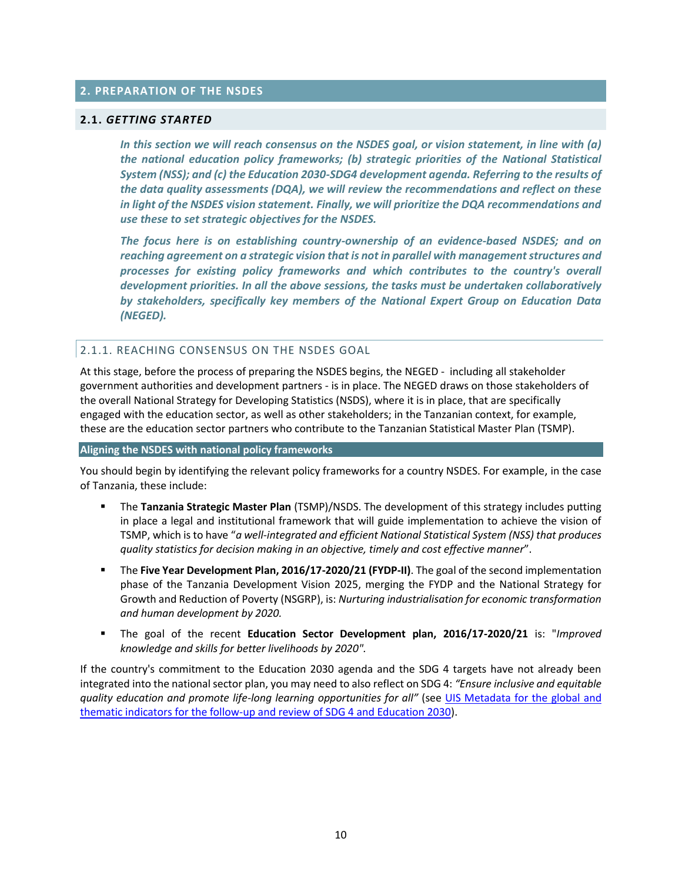## 2. PREPARATION OF THE NSDES

### 2.1. *GETTING STARTED*

***In this section we will reach consensus on the NSDES goal, or vision statement, in line with (a) the national education policy frameworks; (b) strategic priorities of the National Statistical System (NSS); and (c) the Education 2030-SDG4 development agenda. Referring to the results of the data quality assessments (DQA), we will review the recommendations and reflect on these in light of the NSDES vision statement. Finally, we will prioritize the DQA recommendations and use these to set strategic objectives for the NSDES.***

***The focus here is on establishing country-ownership of an evidence-based NSDES; and on reaching agreement on a strategic vision that is not in parallel with management structures and processes for existing policy frameworks and which contributes to the country's overall development priorities. In all the above sessions, the tasks must be undertaken collaboratively by stakeholders, specifically key members of the National Expert Group on Education Data (NEGED).***

#### 2.1.1. REACHING CONSENSUS ON THE NSDES GOAL

At this stage, before the process of preparing the NSDES begins, the NEGED - including all stakeholder government authorities and development partners - is in place. The NEGED draws on those stakeholders of the overall National Strategy for Developing Statistics (NSDS), where it is in place, that are specifically engaged with the education sector, as well as other stakeholders; in the Tanzanian context, for example, these are the education sector partners who contribute to the Tanzanian Statistical Master Plan (TSMP).

**Aligning the NSDES with national policy frameworks**

You should begin by identifying the relevant policy frameworks for a country NSDES. For example, in the case of Tanzania, these include:

- The **Tanzania Strategic Master Plan** (TSMP)/NSDS. The development of this strategy includes putting in place a legal and institutional framework that will guide implementation to achieve the vision of TSMP, which is to have "*a well-integrated and efficient National Statistical System (NSS) that produces quality statistics for decision making in an objective, timely and cost effective manner*".
- The **Five Year Development Plan, 2016/17-2020/21 (FYDP-II)**. The goal of the second implementation phase of the Tanzania Development Vision 2025, merging the FYDP and the National Strategy for Growth and Reduction of Poverty (NSGRP), is: *Nurturing industrialisation for economic transformation and human development by 2020.*
- The goal of the recent **Education Sector Development plan, 2016/17-2020/21** is: "*Improved knowledge and skills for better livelihoods by 2020".*

If the country's commitment to the Education 2030 agenda and the SDG 4 targets have not already been integrated into the national sector plan, you may need to also reflect on SDG 4: *"Ensure inclusive and equitable quality education and promote life-long learning opportunities for all"* (see UIS Metadata for the global and thematic indicators for the follow-up and review of SDG 4 and Education 2030).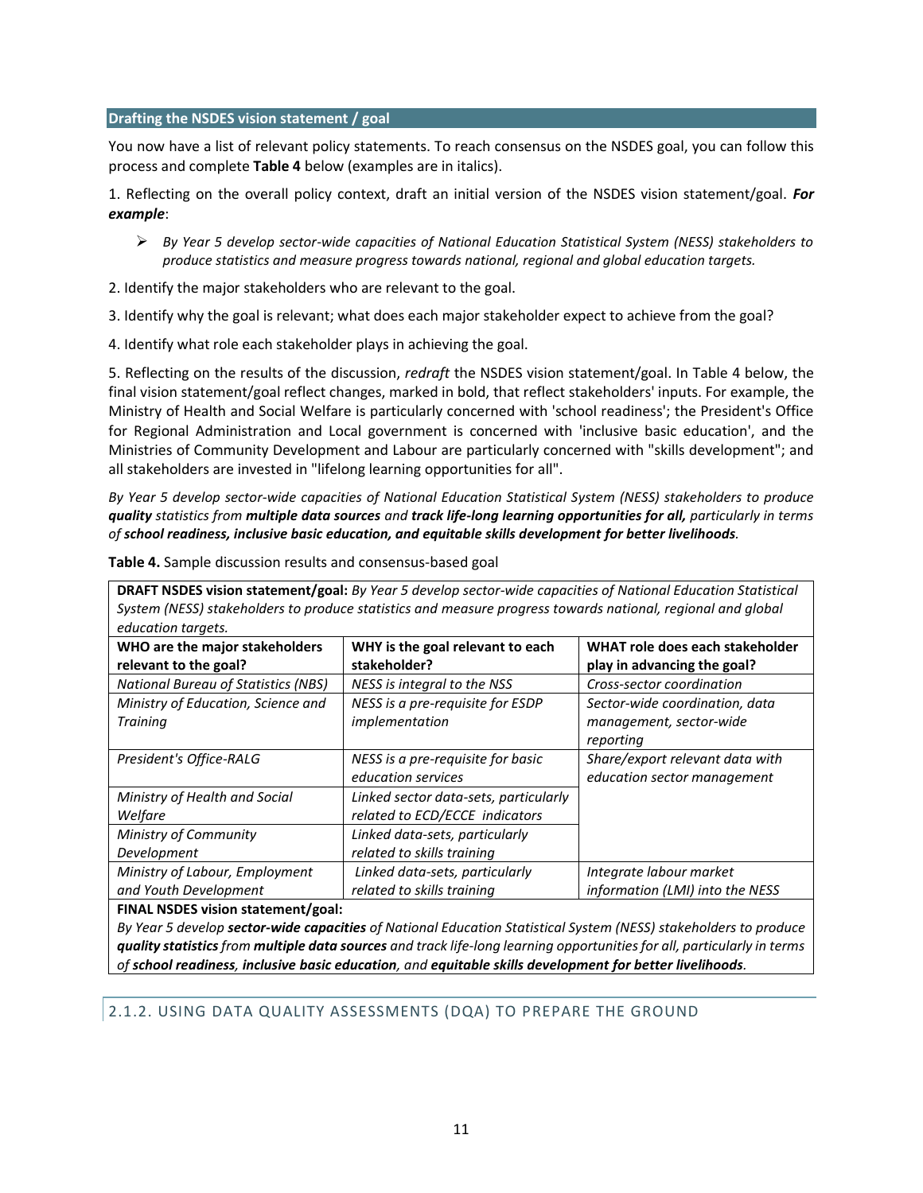### Drafting the NSDES vision statement / goal

You now have a list of relevant policy statements. To reach consensus on the NSDES goal, you can follow this process and complete **Table 4** below (examples are in italics).

1. Reflecting on the overall policy context, draft an initial version of the NSDES vision statement/goal. ***For example***:

   - *By Year 5 develop sector-wide capacities of National Education Statistical System (NESS) stakeholders to produce statistics and measure progress towards national, regional and global education targets.*

2. Identify the major stakeholders who are relevant to the goal.

3. Identify why the goal is relevant; what does each major stakeholder expect to achieve from the goal?

4. Identify what role each stakeholder plays in achieving the goal.

5. Reflecting on the results of the discussion, *redraft* the NSDES vision statement/goal. In Table 4 below, the final vision statement/goal reflect changes, marked in bold, that reflect stakeholders' inputs. For example, the Ministry of Health and Social Welfare is particularly concerned with 'school readiness'; the President's Office for Regional Administration and Local government is concerned with 'inclusive basic education', and the Ministries of Community Development and Labour are particularly concerned with "skills development"; and all stakeholders are invested in "lifelong learning opportunities for all".

*By Year 5 develop sector-wide capacities of National Education Statistical System (NESS) stakeholders to produce* ***quality*** *statistics from* ***multiple data sources*** *and* ***track life-long learning opportunities for all,*** *particularly in terms of* ***school readiness, inclusive basic education, and equitable skills development for better livelihoods****.*

**Table 4.** Sample discussion results and consensus-based goal

| **DRAFT NSDES vision statement/goal:** *By Year 5 develop sector-wide capacities of National Education Statistical System (NESS) stakeholders to produce statistics and measure progress towards national, regional and global education targets.* | | |
|---|---|---|
| **WHO are the major stakeholders relevant to the goal?** | **WHY is the goal relevant to each stakeholder?** | **WHAT role does each stakeholder play in advancing the goal?** |
| *National Bureau of Statistics (NBS)* | *NESS is integral to the NSS* | *Cross-sector coordination* |
| *Ministry of Education, Science and Training* | *NESS is a pre-requisite for ESDP implementation* | *Sector-wide coordination, data management, sector-wide reporting* |
| *President's Office-RALG* | *NESS is a pre-requisite for basic education services* | *Share/export relevant data with education sector management* |
| *Ministry of Health and Social Welfare* | *Linked sector data-sets, particularly related to ECD/ECCE indicators* | |
| *Ministry of Community Development* | *Linked data-sets, particularly related to skills training* | |
| *Ministry of Labour, Employment and Youth Development* | *Linked data-sets, particularly related to skills training* | *Integrate labour market information (LMI) into the NESS* |
| **FINAL NSDES vision statement/goal:** *By Year 5 develop* ***sector-wide capacities*** *of National Education Statistical System (NESS) stakeholders to produce* ***quality statistics*** *from* ***multiple data sources*** *and track life-long learning opportunities for all, particularly in terms of* ***school readiness****,* ***inclusive basic education****, and* ***equitable skills development for better livelihoods****.* | | |

#### 2.1.2. USING DATA QUALITY ASSESSMENTS (DQA) TO PREPARE THE GROUND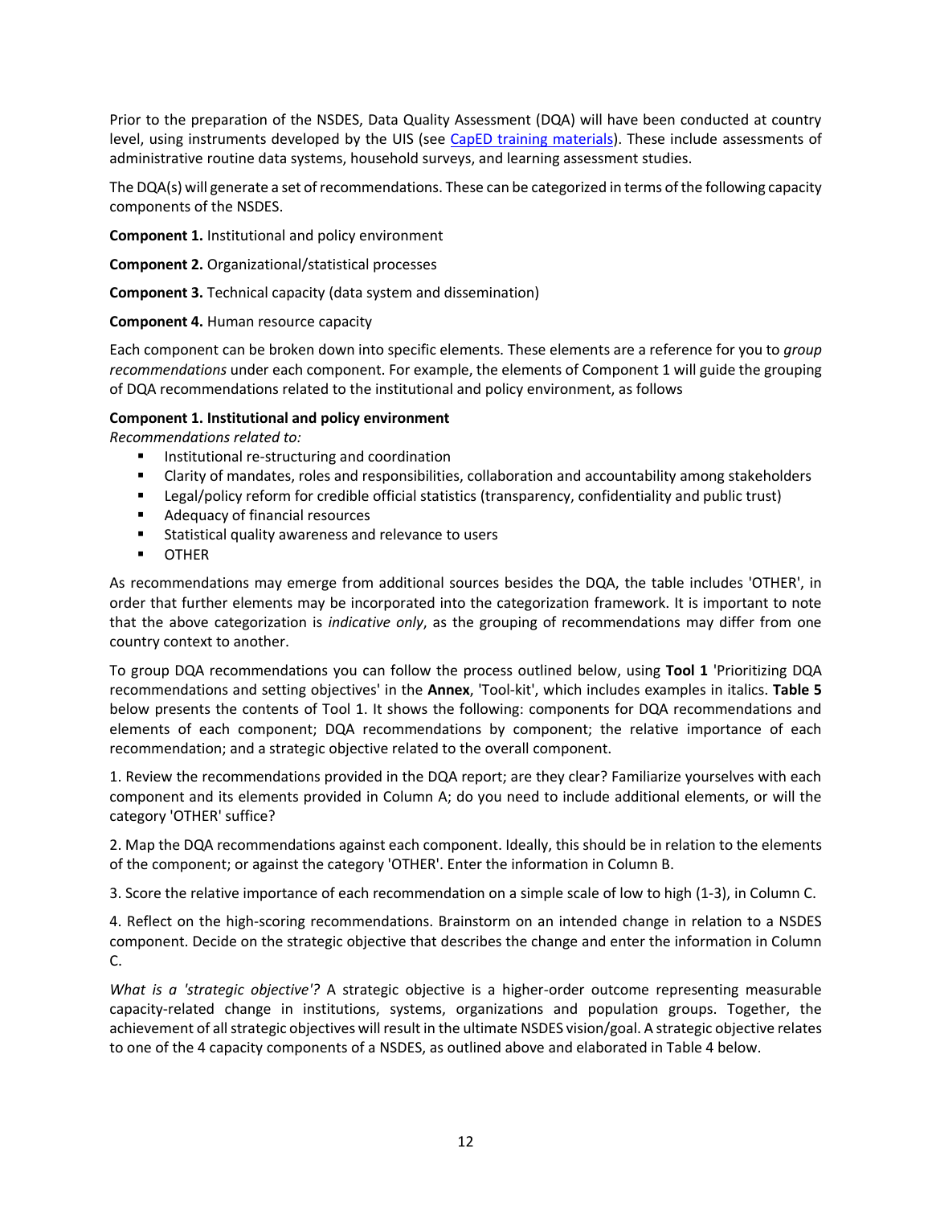Prior to the preparation of the NSDES, Data Quality Assessment (DQA) will have been conducted at country level, using instruments developed by the UIS (see [CapED training materials](#)). These include assessments of administrative routine data systems, household surveys, and learning assessment studies.

The DQA(s) will generate a set of recommendations. These can be categorized in terms of the following capacity components of the NSDES.

**Component 1.** Institutional and policy environment

**Component 2.** Organizational/statistical processes

**Component 3.** Technical capacity (data system and dissemination)

**Component 4.** Human resource capacity

Each component can be broken down into specific elements. These elements are a reference for you to *group recommendations* under each component. For example, the elements of Component 1 will guide the grouping of DQA recommendations related to the institutional and policy environment, as follows

**Component 1. Institutional and policy environment**
*Recommendations related to:*

- Institutional re-structuring and coordination
- Clarity of mandates, roles and responsibilities, collaboration and accountability among stakeholders
- Legal/policy reform for credible official statistics (transparency, confidentiality and public trust)
- Adequacy of financial resources
- Statistical quality awareness and relevance to users
- OTHER

As recommendations may emerge from additional sources besides the DQA, the table includes 'OTHER', in order that further elements may be incorporated into the categorization framework. It is important to note that the above categorization is *indicative only*, as the grouping of recommendations may differ from one country context to another.

To group DQA recommendations you can follow the process outlined below, using **Tool 1** 'Prioritizing DQA recommendations and setting objectives' in the **Annex**, 'Tool-kit', which includes examples in italics. **Table 5** below presents the contents of Tool 1. It shows the following: components for DQA recommendations and elements of each component; DQA recommendations by component; the relative importance of each recommendation; and a strategic objective related to the overall component.

1. Review the recommendations provided in the DQA report; are they clear? Familiarize yourselves with each component and its elements provided in Column A; do you need to include additional elements, or will the category 'OTHER' suffice?

2. Map the DQA recommendations against each component. Ideally, this should be in relation to the elements of the component; or against the category 'OTHER'. Enter the information in Column B.

3. Score the relative importance of each recommendation on a simple scale of low to high (1-3), in Column C.

4. Reflect on the high-scoring recommendations. Brainstorm on an intended change in relation to a NSDES component. Decide on the strategic objective that describes the change and enter the information in Column C.

*What is a 'strategic objective'?* A strategic objective is a higher-order outcome representing measurable capacity-related change in institutions, systems, organizations and population groups. Together, the achievement of all strategic objectives will result in the ultimate NSDES vision/goal. A strategic objective relates to one of the 4 capacity components of a NSDES, as outlined above and elaborated in Table 4 below.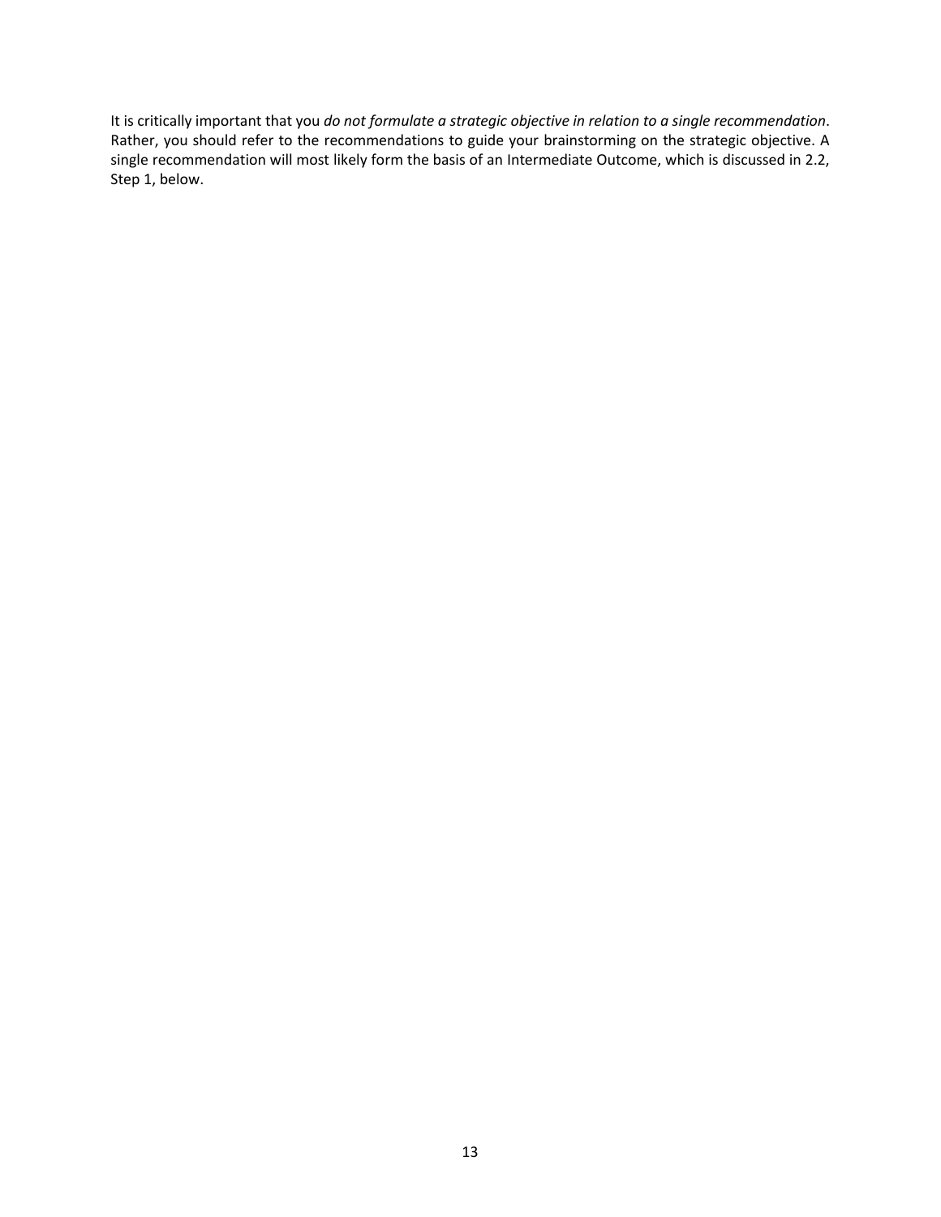It is critically important that you *do not formulate a strategic objective in relation to a single recommendation*. Rather, you should refer to the recommendations to guide your brainstorming on the strategic objective. A single recommendation will most likely form the basis of an Intermediate Outcome, which is discussed in 2.2, Step 1, below.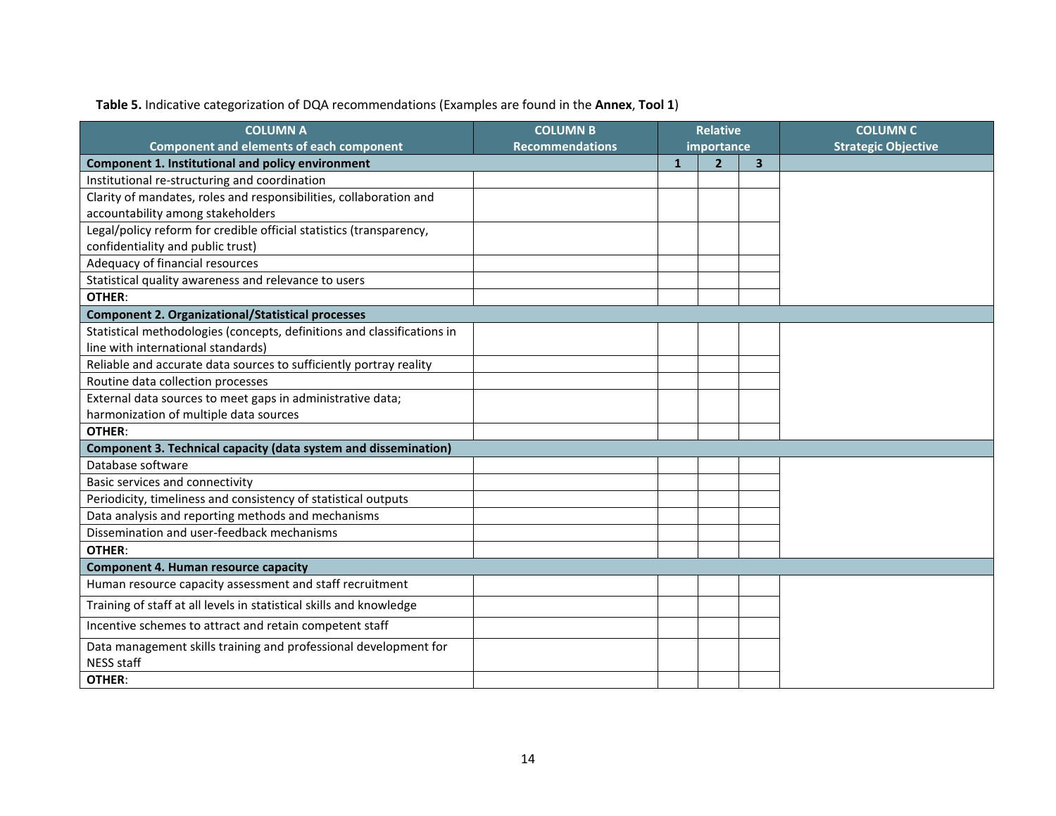**Table 5.** Indicative categorization of DQA recommendations (Examples are found in the **Annex**, **Tool 1**)

| COLUMN A<br>Component and elements of each component | COLUMN B<br>Recommendations | Relative importance | | | COLUMN C<br>Strategic Objective |
|---|---|---|---|---|---|
| **Component 1. Institutional and policy environment** | | **1** | **2** | **3** | |
| Institutional re-structuring and coordination | | | | | |
| Clarity of mandates, roles and responsibilities, collaboration and accountability among stakeholders | | | | | |
| Legal/policy reform for credible official statistics (transparency, confidentiality and public trust) | | | | | |
| Adequacy of financial resources | | | | | |
| Statistical quality awareness and relevance to users | | | | | |
| **OTHER**: | | | | | |
| **Component 2. Organizational/Statistical processes** | | | | | |
| Statistical methodologies (concepts, definitions and classifications in line with international standards) | | | | | |
| Reliable and accurate data sources to sufficiently portray reality | | | | | |
| Routine data collection processes | | | | | |
| External data sources to meet gaps in administrative data; harmonization of multiple data sources | | | | | |
| **OTHER**: | | | | | |
| **Component 3. Technical capacity (data system and dissemination)** | | | | | |
| Database software | | | | | |
| Basic services and connectivity | | | | | |
| Periodicity, timeliness and consistency of statistical outputs | | | | | |
| Data analysis and reporting methods and mechanisms | | | | | |
| Dissemination and user-feedback mechanisms | | | | | |
| **OTHER**: | | | | | |
| **Component 4. Human resource capacity** | | | | | |
| Human resource capacity assessment and staff recruitment | | | | | |
| Training of staff at all levels in statistical skills and knowledge | | | | | |
| Incentive schemes to attract and retain competent staff | | | | | |
| Data management skills training and professional development for NESS staff | | | | | |
| **OTHER**: | | | | | |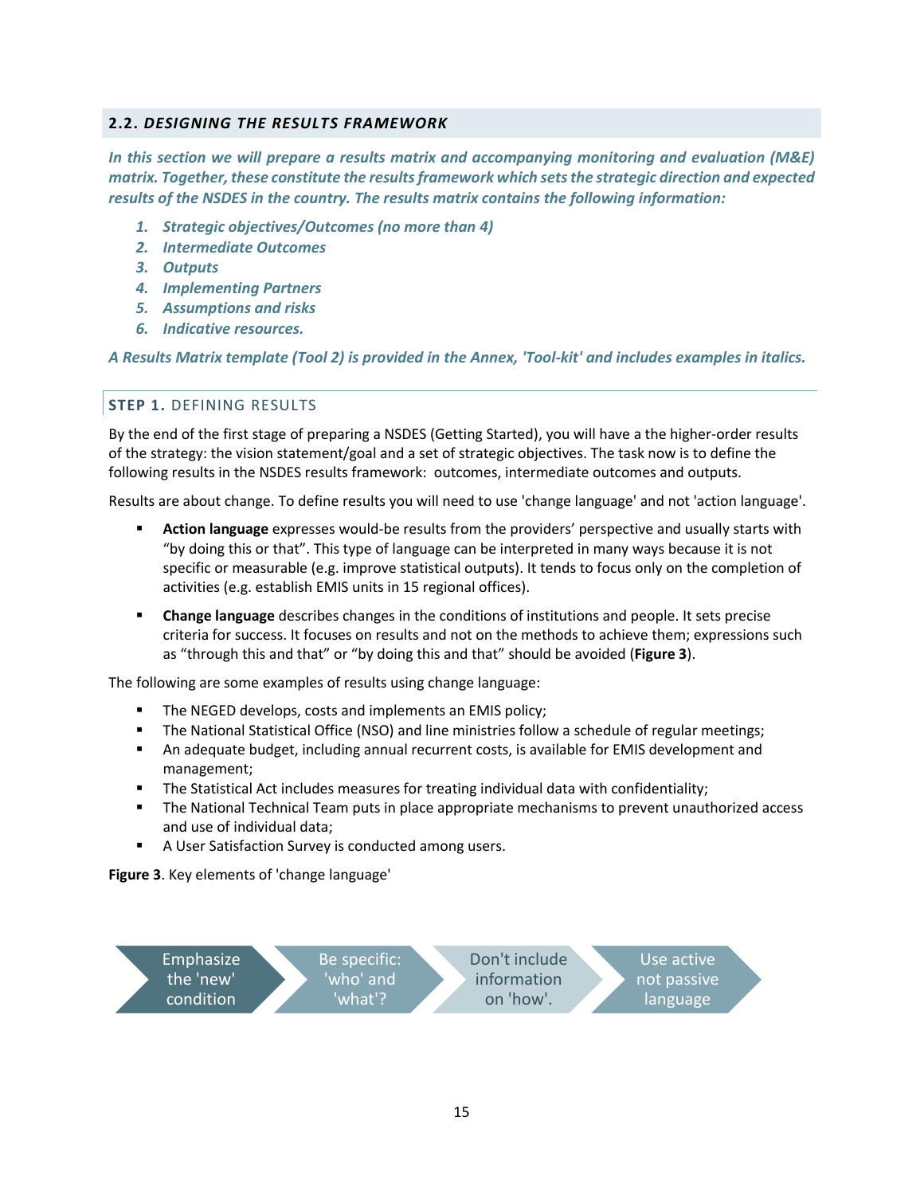## 2.2. *DESIGNING THE RESULTS FRAMEWORK*

***In this section we will prepare a results matrix and accompanying monitoring and evaluation (M&E) matrix. Together, these constitute the results framework which sets the strategic direction and expected results of the NSDES in the country. The results matrix contains the following information:***

1. ***Strategic objectives/Outcomes (no more than 4)***
2. ***Intermediate Outcomes***
3. ***Outputs***
4. ***Implementing Partners***
5. ***Assumptions and risks***
6. ***Indicative resources.***

***A Results Matrix template (Tool 2) is provided in the Annex, 'Tool-kit' and includes examples in italics.***

### STEP 1. DEFINING RESULTS

By the end of the first stage of preparing a NSDES (Getting Started), you will have a the higher-order results of the strategy: the vision statement/goal and a set of strategic objectives. The task now is to define the following results in the NSDES results framework: outcomes, intermediate outcomes and outputs.

Results are about change. To define results you will need to use 'change language' and not 'action language'.

- **Action language** expresses would-be results from the providers' perspective and usually starts with "by doing this or that". This type of language can be interpreted in many ways because it is not specific or measurable (e.g. improve statistical outputs). It tends to focus only on the completion of activities (e.g. establish EMIS units in 15 regional offices).
- **Change language** describes changes in the conditions of institutions and people. It sets precise criteria for success. It focuses on results and not on the methods to achieve them; expressions such as "through this and that" or "by doing this and that" should be avoided (**Figure 3**).

The following are some examples of results using change language:

- The NEGED develops, costs and implements an EMIS policy;
- The National Statistical Office (NSO) and line ministries follow a schedule of regular meetings;
- An adequate budget, including annual recurrent costs, is available for EMIS development and management;
- The Statistical Act includes measures for treating individual data with confidentiality;
- The National Technical Team puts in place appropriate mechanisms to prevent unauthorized access and use of individual data;
- A User Satisfaction Survey is conducted among users.

**Figure 3**. Key elements of 'change language'

Emphasize the 'new' condition → Be specific: 'who' and 'what'? → Don't include information on 'how'. → Use active not passive language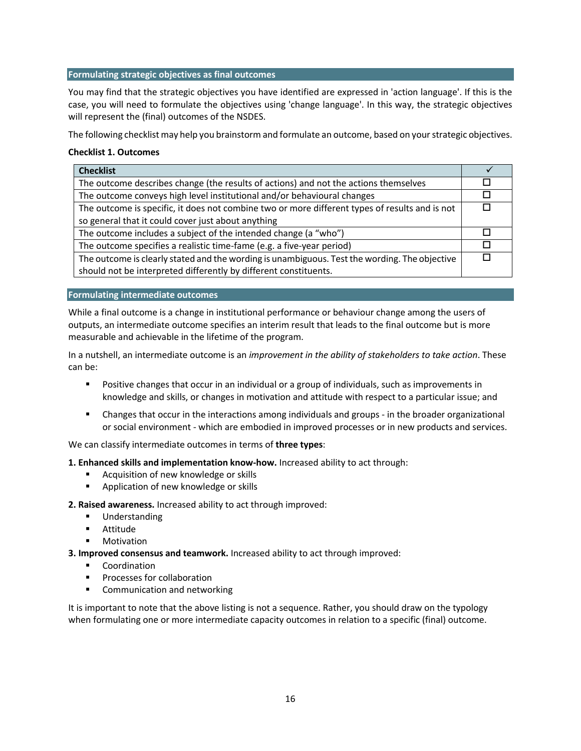## Formulating strategic objectives as final outcomes

You may find that the strategic objectives you have identified are expressed in 'action language'. If this is the case, you will need to formulate the objectives using 'change language'. In this way, the strategic objectives will represent the (final) outcomes of the NSDES.

The following checklist may help you brainstorm and formulate an outcome, based on your strategic objectives.

**Checklist 1. Outcomes**

| Checklist | ✓ |
|---|---|
| The outcome describes change (the results of actions) and not the actions themselves | ☐ |
| The outcome conveys high level institutional and/or behavioural changes | ☐ |
| The outcome is specific, it does not combine two or more different types of results and is not so general that it could cover just about anything | ☐ |
| The outcome includes a subject of the intended change (a "who") | ☐ |
| The outcome specifies a realistic time-fame (e.g. a five-year period) | ☐ |
| The outcome is clearly stated and the wording is unambiguous. Test the wording. The objective should not be interpreted differently by different constituents. | ☐ |

## Formulating intermediate outcomes

While a final outcome is a change in institutional performance or behaviour change among the users of outputs, an intermediate outcome specifies an interim result that leads to the final outcome but is more measurable and achievable in the lifetime of the program.

In a nutshell, an intermediate outcome is an *improvement in the ability of stakeholders to take action*. These can be:

- Positive changes that occur in an individual or a group of individuals, such as improvements in knowledge and skills, or changes in motivation and attitude with respect to a particular issue; and
- Changes that occur in the interactions among individuals and groups - in the broader organizational or social environment - which are embodied in improved processes or in new products and services.

We can classify intermediate outcomes in terms of **three types**:

**1. Enhanced skills and implementation know-how.** Increased ability to act through:

- Acquisition of new knowledge or skills
- Application of new knowledge or skills

**2. Raised awareness.** Increased ability to act through improved:

- Understanding
- Attitude
- Motivation

**3. Improved consensus and teamwork.** Increased ability to act through improved:

- Coordination
- Processes for collaboration
- Communication and networking

It is important to note that the above listing is not a sequence. Rather, you should draw on the typology when formulating one or more intermediate capacity outcomes in relation to a specific (final) outcome.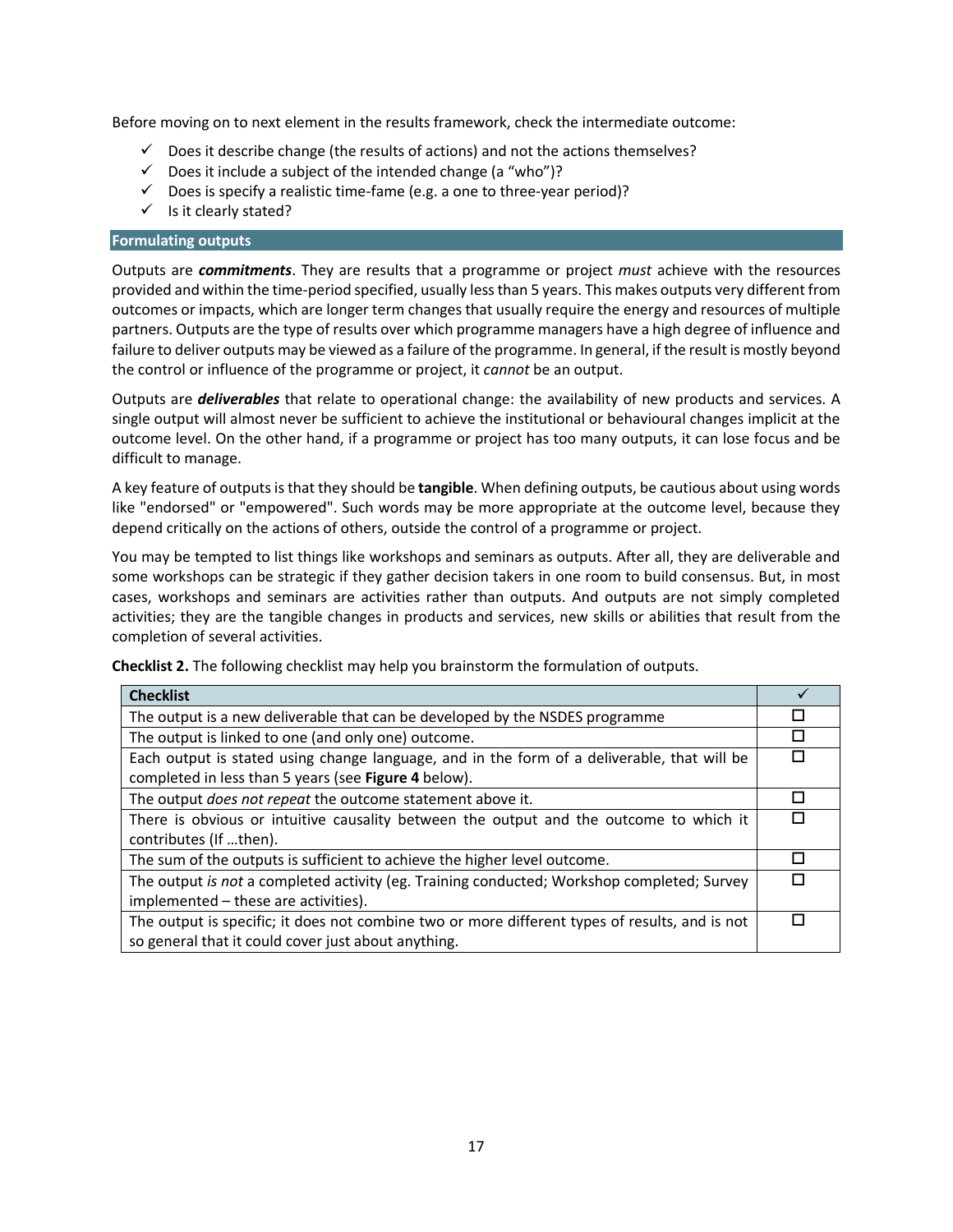Before moving on to next element in the results framework, check the intermediate outcome:

- ✓ Does it describe change (the results of actions) and not the actions themselves?
- ✓ Does it include a subject of the intended change (a "who")?
- ✓ Does is specify a realistic time-fame (e.g. a one to three-year period)?
- ✓ Is it clearly stated?

## Formulating outputs

Outputs are ***commitments***. They are results that a programme or project *must* achieve with the resources provided and within the time-period specified, usually less than 5 years. This makes outputs very different from outcomes or impacts, which are longer term changes that usually require the energy and resources of multiple partners. Outputs are the type of results over which programme managers have a high degree of influence and failure to deliver outputs may be viewed as a failure of the programme. In general, if the result is mostly beyond the control or influence of the programme or project, it *cannot* be an output.

Outputs are ***deliverables*** that relate to operational change: the availability of new products and services. A single output will almost never be sufficient to achieve the institutional or behavioural changes implicit at the outcome level. On the other hand, if a programme or project has too many outputs, it can lose focus and be difficult to manage.

A key feature of outputs is that they should be **tangible**. When defining outputs, be cautious about using words like "endorsed" or "empowered". Such words may be more appropriate at the outcome level, because they depend critically on the actions of others, outside the control of a programme or project.

You may be tempted to list things like workshops and seminars as outputs. After all, they are deliverable and some workshops can be strategic if they gather decision takers in one room to build consensus. But, in most cases, workshops and seminars are activities rather than outputs. And outputs are not simply completed activities; they are the tangible changes in products and services, new skills or abilities that result from the completion of several activities.

**Checklist 2.** The following checklist may help you brainstorm the formulation of outputs.

| Checklist | ✓ |
|---|---|
| The output is a new deliverable that can be developed by the NSDES programme | ☐ |
| The output is linked to one (and only one) outcome. | ☐ |
| Each output is stated using change language, and in the form of a deliverable, that will be completed in less than 5 years (see **Figure 4** below). | ☐ |
| The output *does not repeat* the outcome statement above it. | ☐ |
| There is obvious or intuitive causality between the output and the outcome to which it contributes (If …then). | ☐ |
| The sum of the outputs is sufficient to achieve the higher level outcome. | ☐ |
| The output *is not* a completed activity (eg. Training conducted; Workshop completed; Survey implemented – these are activities). | ☐ |
| The output is specific; it does not combine two or more different types of results, and is not so general that it could cover just about anything. | ☐ |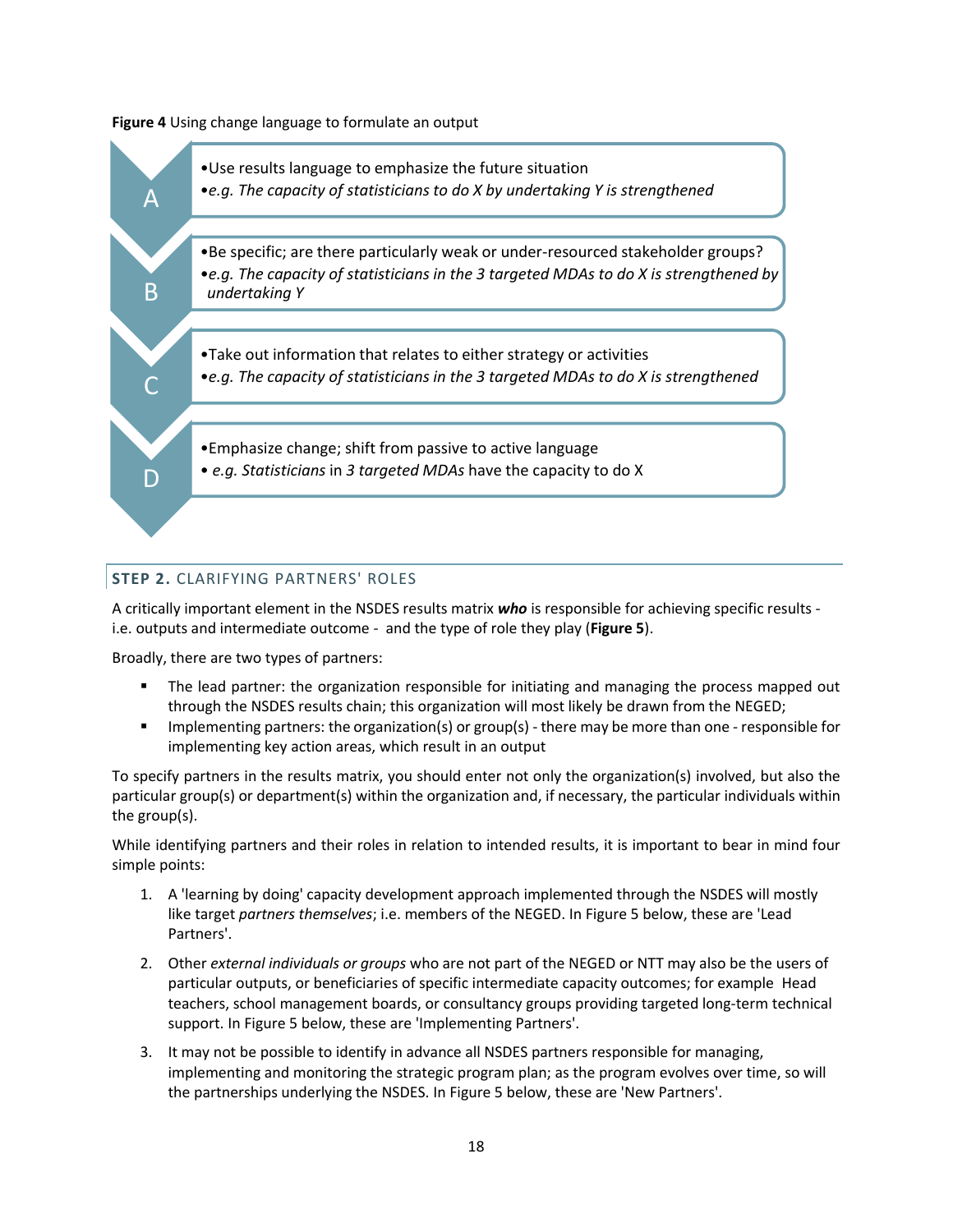**Figure 4** Using change language to formulate an output

**A**
- Use results language to emphasize the future situation
- *e.g. The capacity of statisticians to do X by undertaking Y is strengthened*

**B**
- Be specific; are there particularly weak or under-resourced stakeholder groups?
- *e.g. The capacity of statisticians in the 3 targeted MDAs to do X is strengthened by undertaking Y*

**C**
- Take out information that relates to either strategy or activities
- *e.g. The capacity of statisticians in the 3 targeted MDAs to do X is strengthened*

**D**
- Emphasize change; shift from passive to active language
- *e.g. Statisticians* in *3 targeted MDAs* have the capacity to do X

## STEP 2. CLARIFYING PARTNERS' ROLES

A critically important element in the NSDES results matrix ***who*** is responsible for achieving specific results - i.e. outputs and intermediate outcome - and the type of role they play (**Figure 5**).

Broadly, there are two types of partners:

- The lead partner: the organization responsible for initiating and managing the process mapped out through the NSDES results chain; this organization will most likely be drawn from the NEGED;
- Implementing partners: the organization(s) or group(s) - there may be more than one - responsible for implementing key action areas, which result in an output

To specify partners in the results matrix, you should enter not only the organization(s) involved, but also the particular group(s) or department(s) within the organization and, if necessary, the particular individuals within the group(s).

While identifying partners and their roles in relation to intended results, it is important to bear in mind four simple points:

1. A 'learning by doing' capacity development approach implemented through the NSDES will mostly like target *partners themselves*; i.e. members of the NEGED. In Figure 5 below, these are 'Lead Partners'.
2. Other *external individuals or groups* who are not part of the NEGED or NTT may also be the users of particular outputs, or beneficiaries of specific intermediate capacity outcomes; for example Head teachers, school management boards, or consultancy groups providing targeted long-term technical support. In Figure 5 below, these are 'Implementing Partners'.
3. It may not be possible to identify in advance all NSDES partners responsible for managing, implementing and monitoring the strategic program plan; as the program evolves over time, so will the partnerships underlying the NSDES. In Figure 5 below, these are 'New Partners'.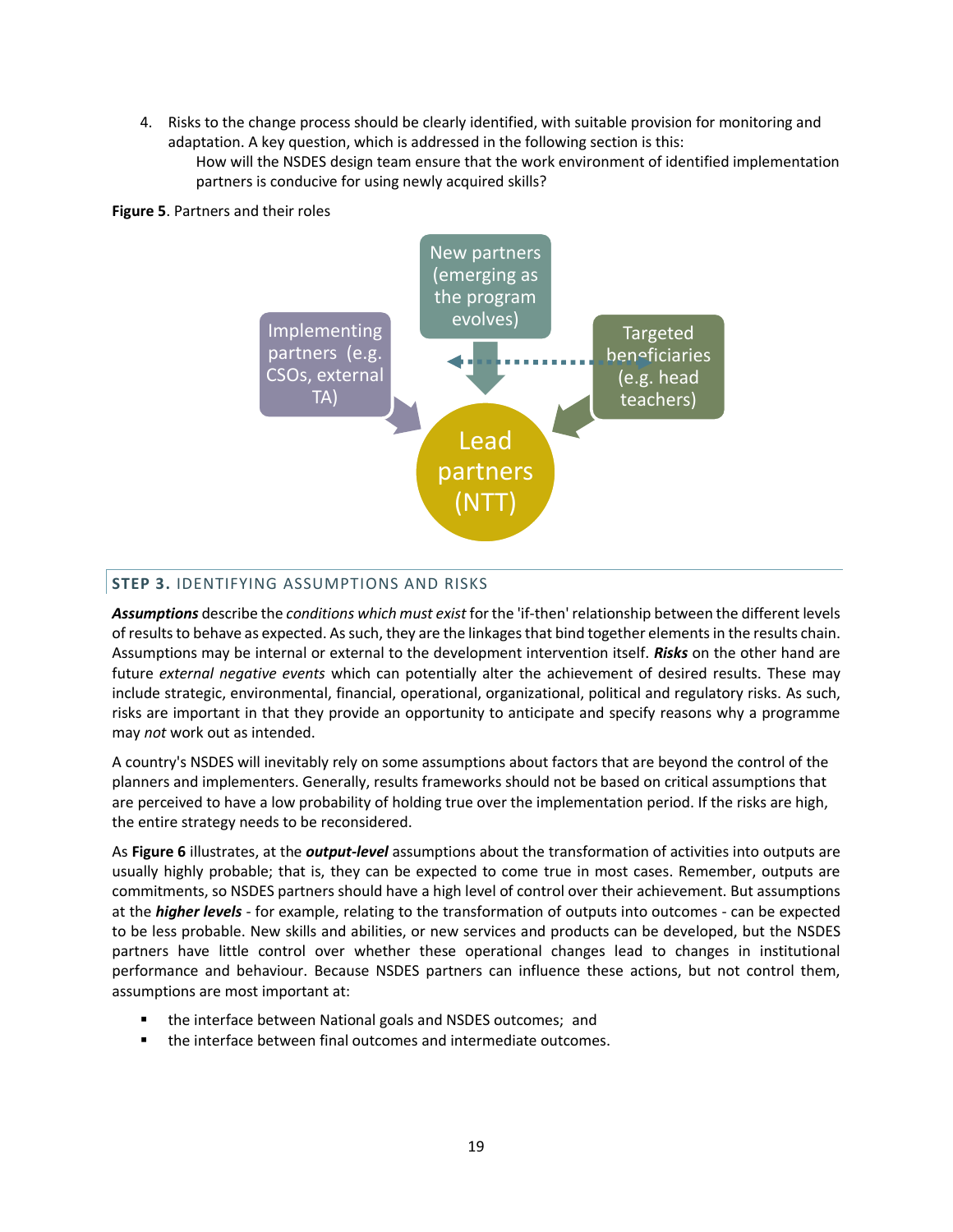4. Risks to the change process should be clearly identified, with suitable provision for monitoring and adaptation. A key question, which is addressed in the following section is this:
   How will the NSDES design team ensure that the work environment of identified implementation partners is conducive for using newly acquired skills?

**Figure 5**. Partners and their roles

Implementing partners (e.g. CSOs, external TA)

New partners (emerging as the program evolves)

Targeted beneficiaries (e.g. head teachers)

Lead partners (NTT)

## STEP 3. IDENTIFYING ASSUMPTIONS AND RISKS

***Assumptions*** describe the *conditions which must exist* for the 'if-then' relationship between the different levels of results to behave as expected. As such, they are the linkages that bind together elements in the results chain. Assumptions may be internal or external to the development intervention itself. ***Risks*** on the other hand are future *external negative events* which can potentially alter the achievement of desired results. These may include strategic, environmental, financial, operational, organizational, political and regulatory risks. As such, risks are important in that they provide an opportunity to anticipate and specify reasons why a programme may *not* work out as intended.

A country's NSDES will inevitably rely on some assumptions about factors that are beyond the control of the planners and implementers. Generally, results frameworks should not be based on critical assumptions that are perceived to have a low probability of holding true over the implementation period. If the risks are high, the entire strategy needs to be reconsidered.

As **Figure 6** illustrates, at the ***output-level*** assumptions about the transformation of activities into outputs are usually highly probable; that is, they can be expected to come true in most cases. Remember, outputs are commitments, so NSDES partners should have a high level of control over their achievement. But assumptions at the ***higher levels*** - for example, relating to the transformation of outputs into outcomes - can be expected to be less probable. New skills and abilities, or new services and products can be developed, but the NSDES partners have little control over whether these operational changes lead to changes in institutional performance and behaviour. Because NSDES partners can influence these actions, but not control them, assumptions are most important at:

- the interface between National goals and NSDES outcomes; and
- the interface between final outcomes and intermediate outcomes.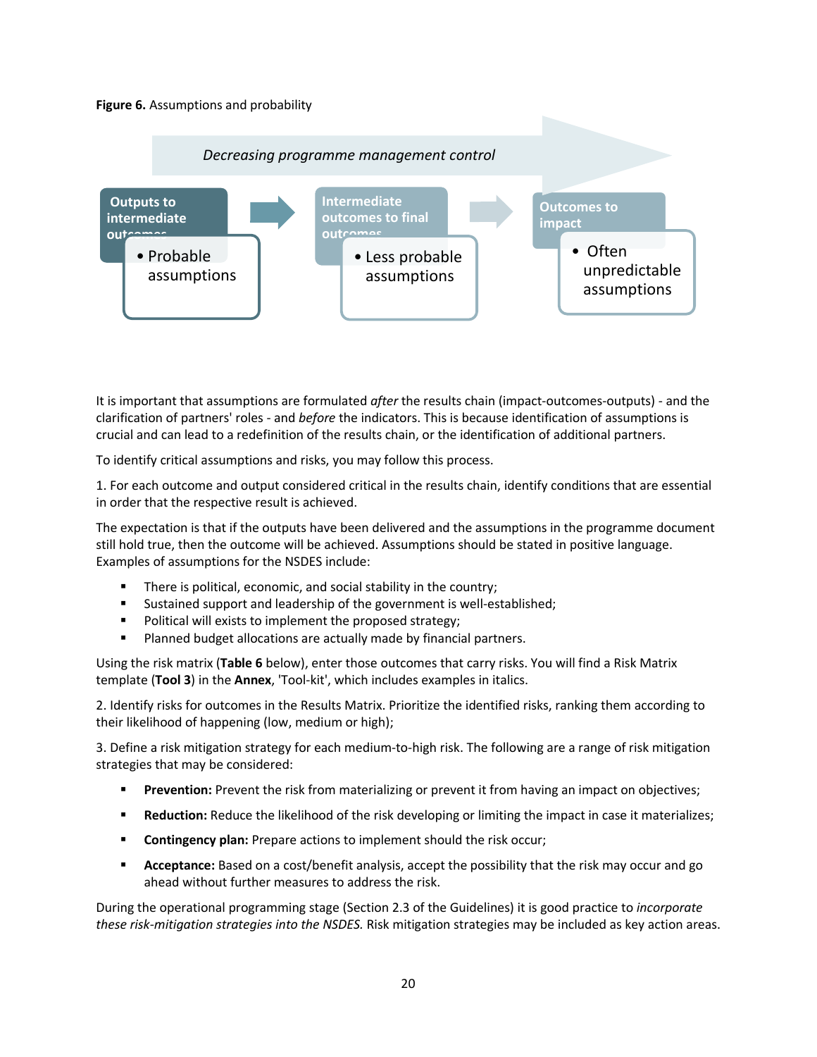**Figure 6.** Assumptions and probability

*Decreasing programme management control*

| Outputs to intermediate outcomes | Intermediate outcomes to final outcomes | Outcomes to impact |
| --- | --- | --- |
| • Probable assumptions | • Less probable assumptions | • Often unpredictable assumptions |

It is important that assumptions are formulated *after* the results chain (impact-outcomes-outputs) - and the clarification of partners' roles - and *before* the indicators. This is because identification of assumptions is crucial and can lead to a redefinition of the results chain, or the identification of additional partners.

To identify critical assumptions and risks, you may follow this process.

1. For each outcome and output considered critical in the results chain, identify conditions that are essential in order that the respective result is achieved.

The expectation is that if the outputs have been delivered and the assumptions in the programme document still hold true, then the outcome will be achieved. Assumptions should be stated in positive language. Examples of assumptions for the NSDES include:

- There is political, economic, and social stability in the country;
- Sustained support and leadership of the government is well-established;
- Political will exists to implement the proposed strategy;
- Planned budget allocations are actually made by financial partners.

Using the risk matrix (**Table 6** below), enter those outcomes that carry risks. You will find a Risk Matrix template (**Tool 3**) in the **Annex**, 'Tool-kit', which includes examples in italics.

2. Identify risks for outcomes in the Results Matrix. Prioritize the identified risks, ranking them according to their likelihood of happening (low, medium or high);

3. Define a risk mitigation strategy for each medium-to-high risk. The following are a range of risk mitigation strategies that may be considered:

- **Prevention:** Prevent the risk from materializing or prevent it from having an impact on objectives;
- **Reduction:** Reduce the likelihood of the risk developing or limiting the impact in case it materializes;
- **Contingency plan:** Prepare actions to implement should the risk occur;
- **Acceptance:** Based on a cost/benefit analysis, accept the possibility that the risk may occur and go ahead without further measures to address the risk.

During the operational programming stage (Section 2.3 of the Guidelines) it is good practice to *incorporate these risk-mitigation strategies into the NSDES.* Risk mitigation strategies may be included as key action areas.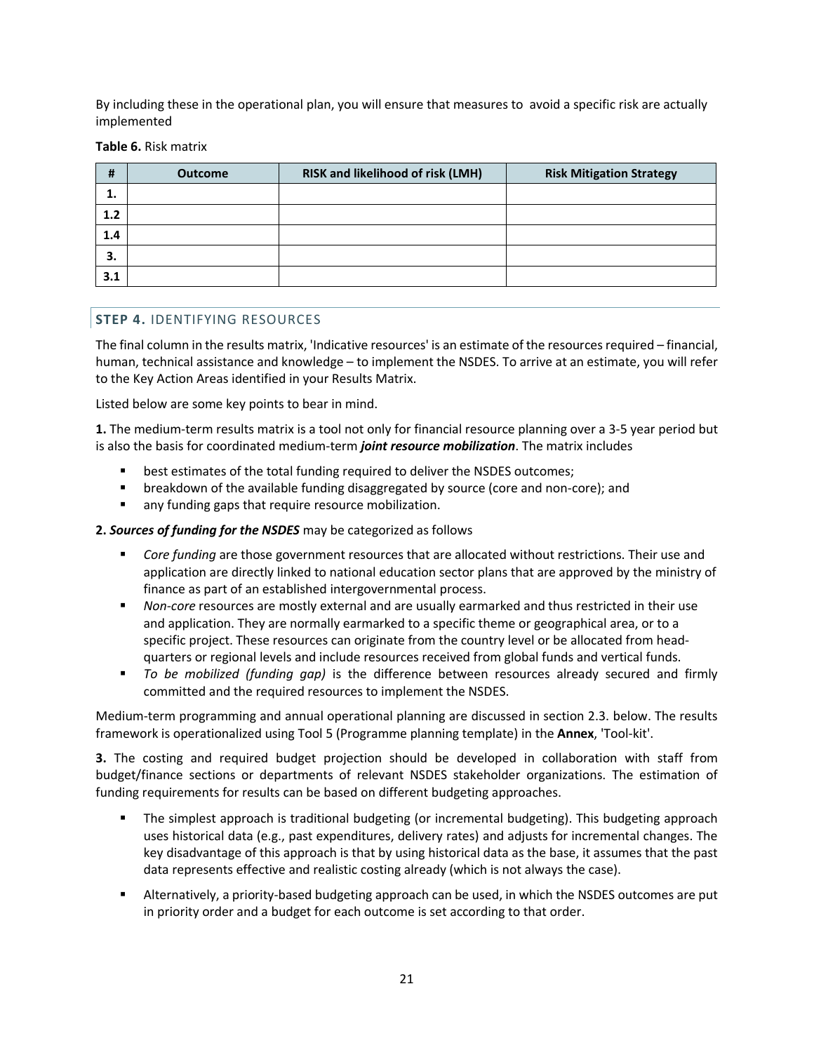By including these in the operational plan, you will ensure that measures to avoid a specific risk are actually implemented

**Table 6.** Risk matrix

| # | Outcome | RISK and likelihood of risk (LMH) | Risk Mitigation Strategy |
|---|---|---|---|
| **1.** | | | |
| **1.2** | | | |
| **1.4** | | | |
| **3.** | | | |
| **3.1** | | | |

### **STEP 4.** IDENTIFYING RESOURCES

The final column in the results matrix, 'Indicative resources' is an estimate of the resources required – financial, human, technical assistance and knowledge – to implement the NSDES. To arrive at an estimate, you will refer to the Key Action Areas identified in your Results Matrix.

Listed below are some key points to bear in mind.

**1.** The medium-term results matrix is a tool not only for financial resource planning over a 3-5 year period but is also the basis for coordinated medium-term ***joint resource mobilization***. The matrix includes

- best estimates of the total funding required to deliver the NSDES outcomes;
- breakdown of the available funding disaggregated by source (core and non-core); and
- any funding gaps that require resource mobilization.

**2.** ***Sources of funding for the NSDES*** may be categorized as follows

- *Core funding* are those government resources that are allocated without restrictions. Their use and application are directly linked to national education sector plans that are approved by the ministry of finance as part of an established intergovernmental process.
- *Non-core* resources are mostly external and are usually earmarked and thus restricted in their use and application. They are normally earmarked to a specific theme or geographical area, or to a specific project. These resources can originate from the country level or be allocated from head-quarters or regional levels and include resources received from global funds and vertical funds.
- *To be mobilized (funding gap)* is the difference between resources already secured and firmly committed and the required resources to implement the NSDES.

Medium-term programming and annual operational planning are discussed in section 2.3. below. The results framework is operationalized using Tool 5 (Programme planning template) in the **Annex**, 'Tool-kit'.

**3.** The costing and required budget projection should be developed in collaboration with staff from budget/finance sections or departments of relevant NSDES stakeholder organizations. The estimation of funding requirements for results can be based on different budgeting approaches.

- The simplest approach is traditional budgeting (or incremental budgeting). This budgeting approach uses historical data (e.g., past expenditures, delivery rates) and adjusts for incremental changes. The key disadvantage of this approach is that by using historical data as the base, it assumes that the past data represents effective and realistic costing already (which is not always the case).
- Alternatively, a priority-based budgeting approach can be used, in which the NSDES outcomes are put in priority order and a budget for each outcome is set according to that order.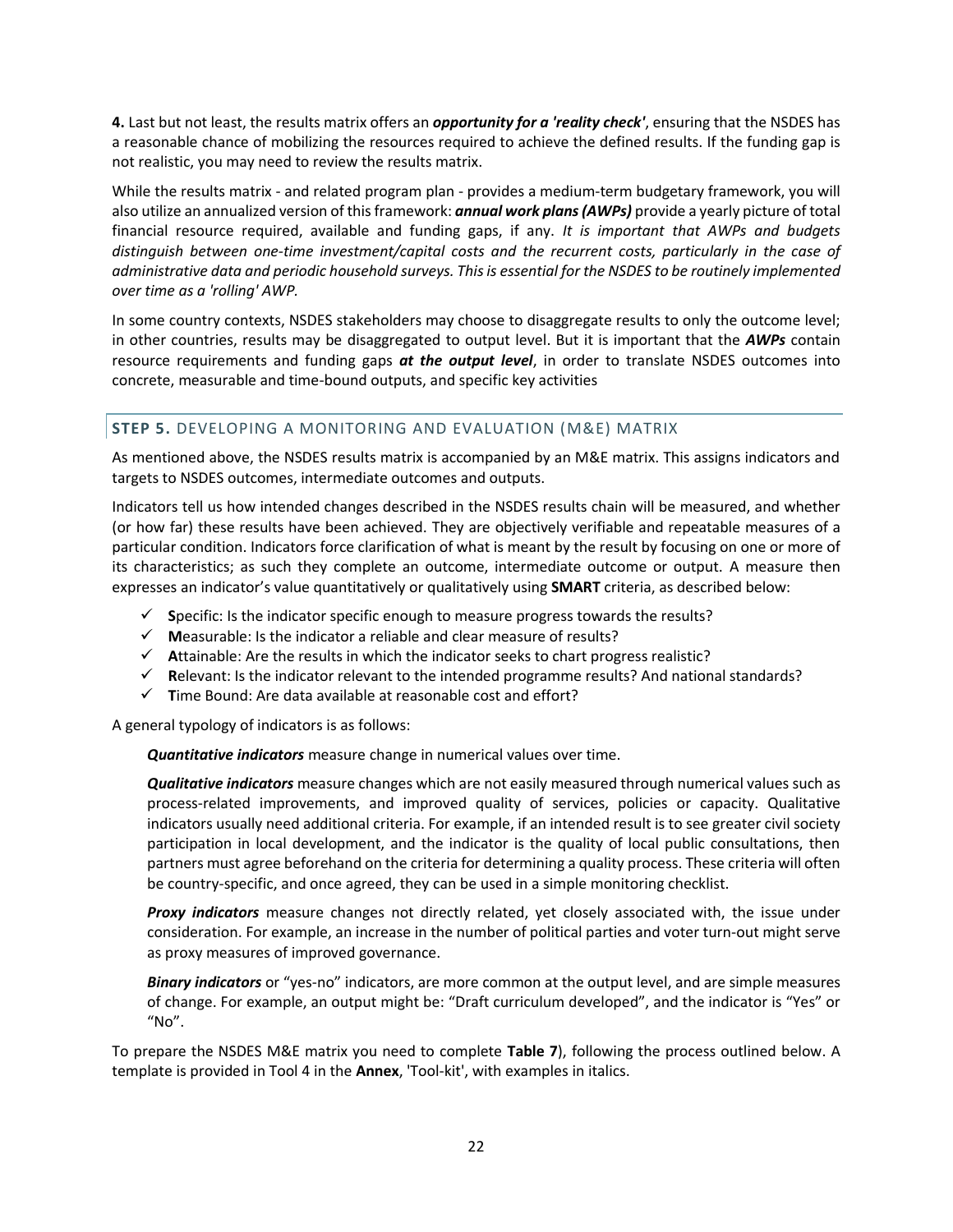**4.** Last but not least, the results matrix offers an ***opportunity for a 'reality check'***, ensuring that the NSDES has a reasonable chance of mobilizing the resources required to achieve the defined results. If the funding gap is not realistic, you may need to review the results matrix.

While the results matrix - and related program plan - provides a medium-term budgetary framework, you will also utilize an annualized version of this framework: ***annual work plans (AWPs)*** provide a yearly picture of total financial resource required, available and funding gaps, if any. *It is important that AWPs and budgets distinguish between one-time investment/capital costs and the recurrent costs, particularly in the case of administrative data and periodic household surveys. This is essential for the NSDES to be routinely implemented over time as a 'rolling' AWP.*

In some country contexts, NSDES stakeholders may choose to disaggregate results to only the outcome level; in other countries, results may be disaggregated to output level. But it is important that the ***AWPs*** contain resource requirements and funding gaps ***at the output level***, in order to translate NSDES outcomes into concrete, measurable and time-bound outputs, and specific key activities

## STEP 5. DEVELOPING A MONITORING AND EVALUATION (M&E) MATRIX

As mentioned above, the NSDES results matrix is accompanied by an M&E matrix. This assigns indicators and targets to NSDES outcomes, intermediate outcomes and outputs.

Indicators tell us how intended changes described in the NSDES results chain will be measured, and whether (or how far) these results have been achieved. They are objectively verifiable and repeatable measures of a particular condition. Indicators force clarification of what is meant by the result by focusing on one or more of its characteristics; as such they complete an outcome, intermediate outcome or output. A measure then expresses an indicator's value quantitatively or qualitatively using **SMART** criteria, as described below:

- ✓ **S**pecific: Is the indicator specific enough to measure progress towards the results?
- ✓ **M**easurable: Is the indicator a reliable and clear measure of results?
- ✓ **A**ttainable: Are the results in which the indicator seeks to chart progress realistic?
- ✓ **R**elevant: Is the indicator relevant to the intended programme results? And national standards?
- ✓ **T**ime Bound: Are data available at reasonable cost and effort?

A general typology of indicators is as follows:

***Quantitative indicators*** measure change in numerical values over time.

***Qualitative indicators*** measure changes which are not easily measured through numerical values such as process-related improvements, and improved quality of services, policies or capacity. Qualitative indicators usually need additional criteria. For example, if an intended result is to see greater civil society participation in local development, and the indicator is the quality of local public consultations, then partners must agree beforehand on the criteria for determining a quality process. These criteria will often be country-specific, and once agreed, they can be used in a simple monitoring checklist.

***Proxy indicators*** measure changes not directly related, yet closely associated with, the issue under consideration. For example, an increase in the number of political parties and voter turn-out might serve as proxy measures of improved governance.

***Binary indicators*** or "yes-no" indicators, are more common at the output level, and are simple measures of change. For example, an output might be: "Draft curriculum developed", and the indicator is "Yes" or "No".

To prepare the NSDES M&E matrix you need to complete **Table 7**), following the process outlined below. A template is provided in Tool 4 in the **Annex**, 'Tool-kit', with examples in italics.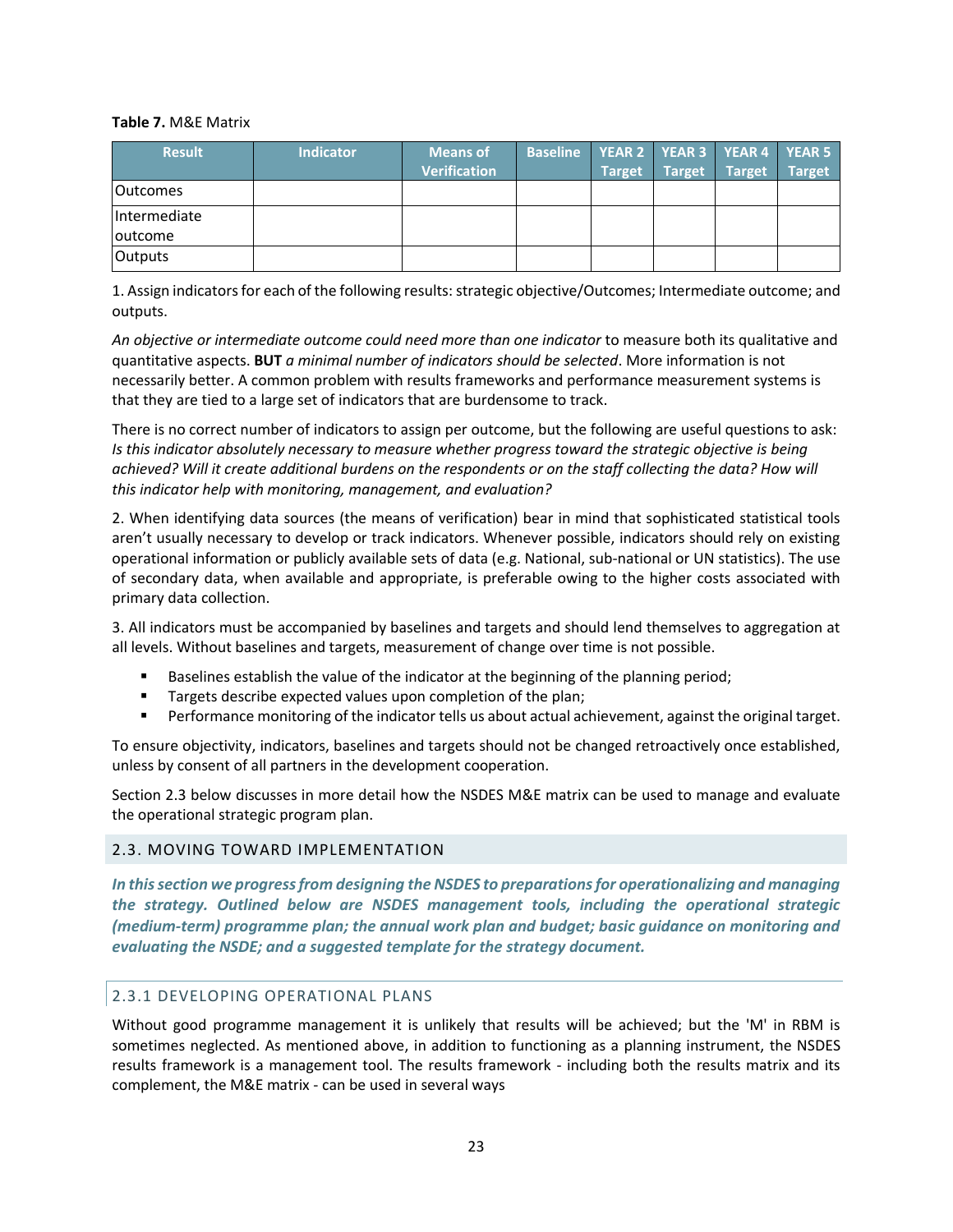**Table 7.** M&E Matrix

| Result | Indicator | Means of Verification | Baseline | YEAR 2 Target | YEAR 3 Target | YEAR 4 Target | YEAR 5 Target |
|---|---|---|---|---|---|---|---|
| Outcomes | | | | | | | |
| Intermediate outcome | | | | | | | |
| Outputs | | | | | | | |

1. Assign indicators for each of the following results: strategic objective/Outcomes; Intermediate outcome; and outputs.

*An objective or intermediate outcome could need more than one indicator* to measure both its qualitative and quantitative aspects. **BUT** *a minimal number of indicators should be selected*. More information is not necessarily better. A common problem with results frameworks and performance measurement systems is that they are tied to a large set of indicators that are burdensome to track.

There is no correct number of indicators to assign per outcome, but the following are useful questions to ask: *Is this indicator absolutely necessary to measure whether progress toward the strategic objective is being achieved? Will it create additional burdens on the respondents or on the staff collecting the data? How will this indicator help with monitoring, management, and evaluation?*

2. When identifying data sources (the means of verification) bear in mind that sophisticated statistical tools aren't usually necessary to develop or track indicators. Whenever possible, indicators should rely on existing operational information or publicly available sets of data (e.g. National, sub-national or UN statistics). The use of secondary data, when available and appropriate, is preferable owing to the higher costs associated with primary data collection.

3. All indicators must be accompanied by baselines and targets and should lend themselves to aggregation at all levels. Without baselines and targets, measurement of change over time is not possible.

- Baselines establish the value of the indicator at the beginning of the planning period;
- Targets describe expected values upon completion of the plan;
- Performance monitoring of the indicator tells us about actual achievement, against the original target.

To ensure objectivity, indicators, baselines and targets should not be changed retroactively once established, unless by consent of all partners in the development cooperation.

Section 2.3 below discusses in more detail how the NSDES M&E matrix can be used to manage and evaluate the operational strategic program plan.

## 2.3. MOVING TOWARD IMPLEMENTATION

***In this section we progress from designing the NSDES to preparations for operationalizing and managing the strategy. Outlined below are NSDES management tools, including the operational strategic (medium-term) programme plan; the annual work plan and budget; basic guidance on monitoring and evaluating the NSDE; and a suggested template for the strategy document.***

### 2.3.1 DEVELOPING OPERATIONAL PLANS

Without good programme management it is unlikely that results will be achieved; but the 'M' in RBM is sometimes neglected. As mentioned above, in addition to functioning as a planning instrument, the NSDES results framework is a management tool. The results framework - including both the results matrix and its complement, the M&E matrix - can be used in several ways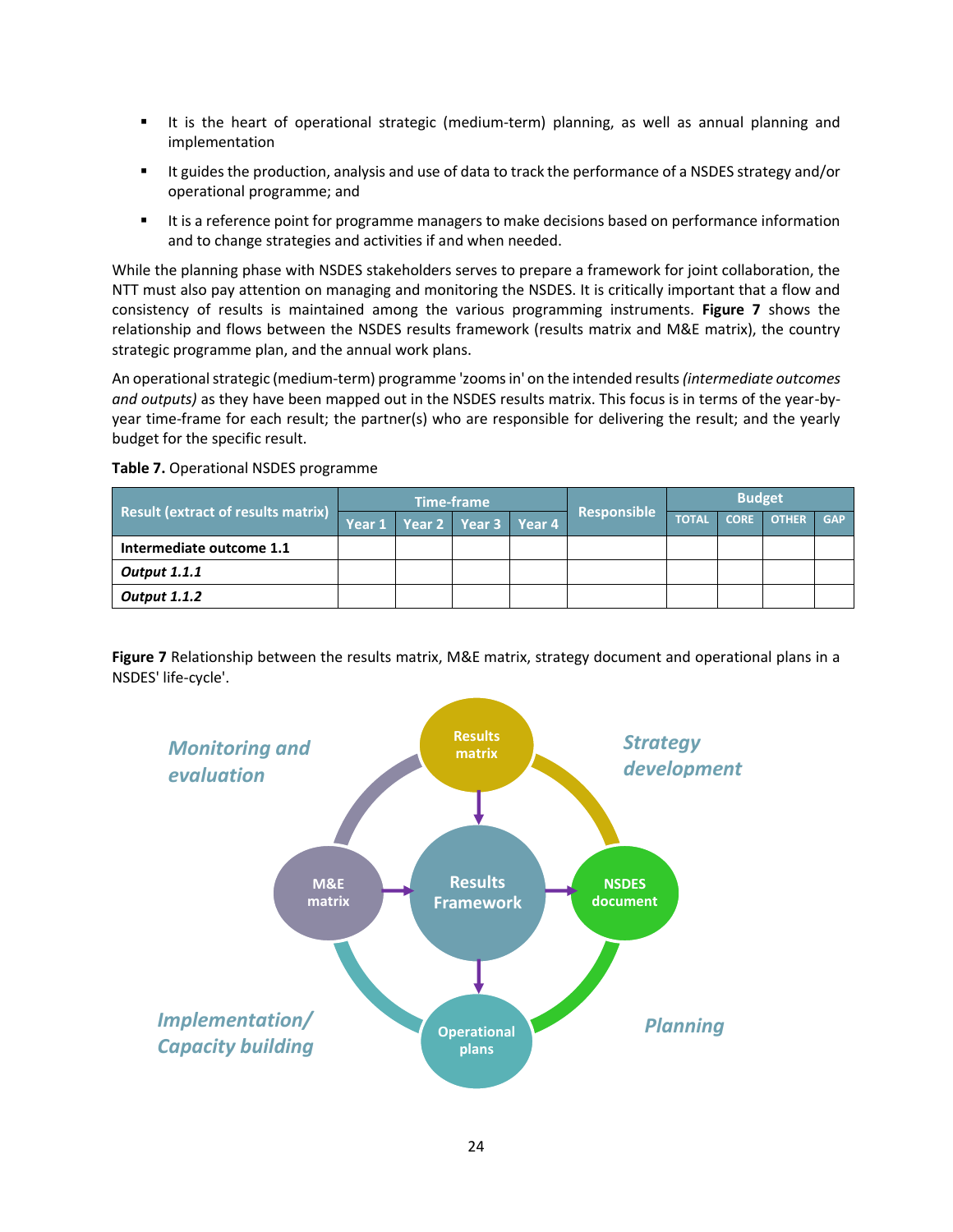- It is the heart of operational strategic (medium-term) planning, as well as annual planning and implementation
- It guides the production, analysis and use of data to track the performance of a NSDES strategy and/or operational programme; and
- It is a reference point for programme managers to make decisions based on performance information and to change strategies and activities if and when needed.

While the planning phase with NSDES stakeholders serves to prepare a framework for joint collaboration, the NTT must also pay attention on managing and monitoring the NSDES. It is critically important that a flow and consistency of results is maintained among the various programming instruments. **Figure 7** shows the relationship and flows between the NSDES results framework (results matrix and M&E matrix), the country strategic programme plan, and the annual work plans.

An operational strategic (medium-term) programme 'zooms in' on the intended results *(intermediate outcomes and outputs)* as they have been mapped out in the NSDES results matrix. This focus is in terms of the year-by-year time-frame for each result; the partner(s) who are responsible for delivering the result; and the yearly budget for the specific result.

**Table 7.** Operational NSDES programme

| Result (extract of results matrix) | Time-frame | | | | Responsible | Budget | | | |
|---|---|---|---|---|---|---|---|---|---|
| | Year 1 | Year 2 | Year 3 | Year 4 | | TOTAL | CORE | OTHER | GAP |
| **Intermediate outcome 1.1** | | | | | | | | | |
| ***Output 1.1.1*** | | | | | | | | | |
| ***Output 1.1.2*** | | | | | | | | | |

**Figure 7** Relationship between the results matrix, M&E matrix, strategy document and operational plans in a NSDES' life-cycle'.

Monitoring and evaluation

Results matrix

Strategy development

M&E matrix

Results Framework

NSDES document

Implementation/ Capacity building

Operational plans

Planning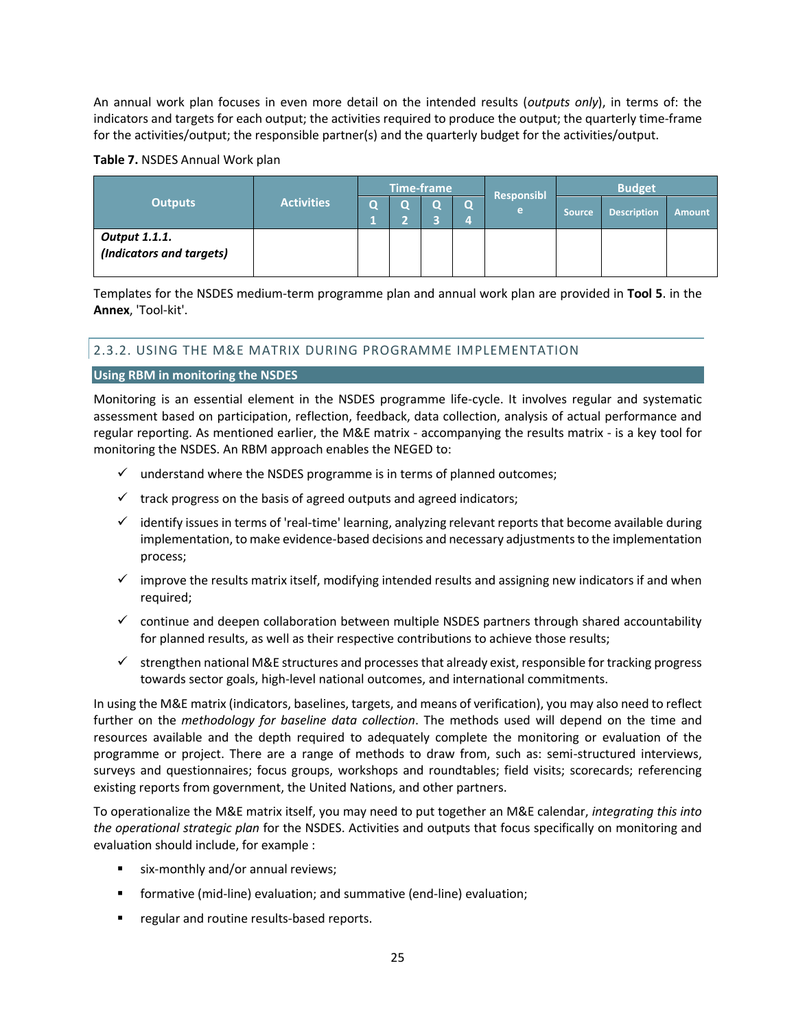An annual work plan focuses in even more detail on the intended results (*outputs only*), in terms of: the indicators and targets for each output; the activities required to produce the output; the quarterly time-frame for the activities/output; the responsible partner(s) and the quarterly budget for the activities/output.

**Table 7.** NSDES Annual Work plan

| Outputs | Activities | Time-frame | | | | Responsible | Budget | | |
|---|---|---|---|---|---|---|---|---|---|
| | | Q1 | Q2 | Q3 | Q4 | | Source | Description | Amount |
| ***Output 1.1.1. (Indicators and targets)*** | | | | | | | | | |

Templates for the NSDES medium-term programme plan and annual work plan are provided in **Tool 5**. in the **Annex**, 'Tool-kit'.

### 2.3.2. USING THE M&E MATRIX DURING PROGRAMME IMPLEMENTATION

**Using RBM in monitoring the NSDES**

Monitoring is an essential element in the NSDES programme life-cycle. It involves regular and systematic assessment based on participation, reflection, feedback, data collection, analysis of actual performance and regular reporting. As mentioned earlier, the M&E matrix - accompanying the results matrix - is a key tool for monitoring the NSDES. An RBM approach enables the NEGED to:

- ✓ understand where the NSDES programme is in terms of planned outcomes;
- ✓ track progress on the basis of agreed outputs and agreed indicators;
- ✓ identify issues in terms of 'real-time' learning, analyzing relevant reports that become available during implementation, to make evidence-based decisions and necessary adjustments to the implementation process;
- ✓ improve the results matrix itself, modifying intended results and assigning new indicators if and when required;
- ✓ continue and deepen collaboration between multiple NSDES partners through shared accountability for planned results, as well as their respective contributions to achieve those results;
- ✓ strengthen national M&E structures and processes that already exist, responsible for tracking progress towards sector goals, high-level national outcomes, and international commitments.

In using the M&E matrix (indicators, baselines, targets, and means of verification), you may also need to reflect further on the *methodology for baseline data collection*. The methods used will depend on the time and resources available and the depth required to adequately complete the monitoring or evaluation of the programme or project. There are a range of methods to draw from, such as: semi-structured interviews, surveys and questionnaires; focus groups, workshops and roundtables; field visits; scorecards; referencing existing reports from government, the United Nations, and other partners.

To operationalize the M&E matrix itself, you may need to put together an M&E calendar, *integrating this into the operational strategic plan* for the NSDES. Activities and outputs that focus specifically on monitoring and evaluation should include, for example :

- six-monthly and/or annual reviews;
- formative (mid-line) evaluation; and summative (end-line) evaluation;
- regular and routine results-based reports.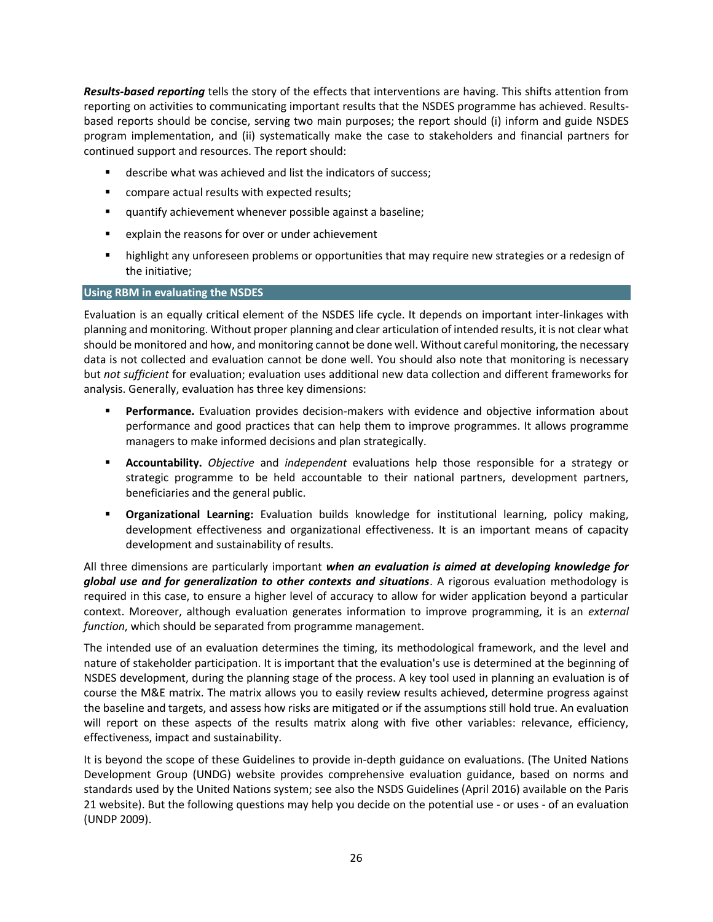***Results-based reporting*** tells the story of the effects that interventions are having. This shifts attention from reporting on activities to communicating important results that the NSDES programme has achieved. Results-based reports should be concise, serving two main purposes; the report should (i) inform and guide NSDES program implementation, and (ii) systematically make the case to stakeholders and financial partners for continued support and resources. The report should:

- describe what was achieved and list the indicators of success;
- compare actual results with expected results;
- quantify achievement whenever possible against a baseline;
- explain the reasons for over or under achievement
- highlight any unforeseen problems or opportunities that may require new strategies or a redesign of the initiative;

## Using RBM in evaluating the NSDES

Evaluation is an equally critical element of the NSDES life cycle. It depends on important inter-linkages with planning and monitoring. Without proper planning and clear articulation of intended results, it is not clear what should be monitored and how, and monitoring cannot be done well. Without careful monitoring, the necessary data is not collected and evaluation cannot be done well. You should also note that monitoring is necessary but *not sufficient* for evaluation; evaluation uses additional new data collection and different frameworks for analysis. Generally, evaluation has three key dimensions:

- **Performance.** Evaluation provides decision-makers with evidence and objective information about performance and good practices that can help them to improve programmes. It allows programme managers to make informed decisions and plan strategically.
- **Accountability.** *Objective* and *independent* evaluations help those responsible for a strategy or strategic programme to be held accountable to their national partners, development partners, beneficiaries and the general public.
- **Organizational Learning:** Evaluation builds knowledge for institutional learning, policy making, development effectiveness and organizational effectiveness. It is an important means of capacity development and sustainability of results.

All three dimensions are particularly important ***when an evaluation is aimed at developing knowledge for global use and for generalization to other contexts and situations***. A rigorous evaluation methodology is required in this case, to ensure a higher level of accuracy to allow for wider application beyond a particular context. Moreover, although evaluation generates information to improve programming, it is an *external function*, which should be separated from programme management.

The intended use of an evaluation determines the timing, its methodological framework, and the level and nature of stakeholder participation. It is important that the evaluation's use is determined at the beginning of NSDES development, during the planning stage of the process. A key tool used in planning an evaluation is of course the M&E matrix. The matrix allows you to easily review results achieved, determine progress against the baseline and targets, and assess how risks are mitigated or if the assumptions still hold true. An evaluation will report on these aspects of the results matrix along with five other variables: relevance, efficiency, effectiveness, impact and sustainability.

It is beyond the scope of these Guidelines to provide in-depth guidance on evaluations. (The United Nations Development Group (UNDG) website provides comprehensive evaluation guidance, based on norms and standards used by the United Nations system; see also the NSDS Guidelines (April 2016) available on the Paris 21 website). But the following questions may help you decide on the potential use - or uses - of an evaluation (UNDP 2009).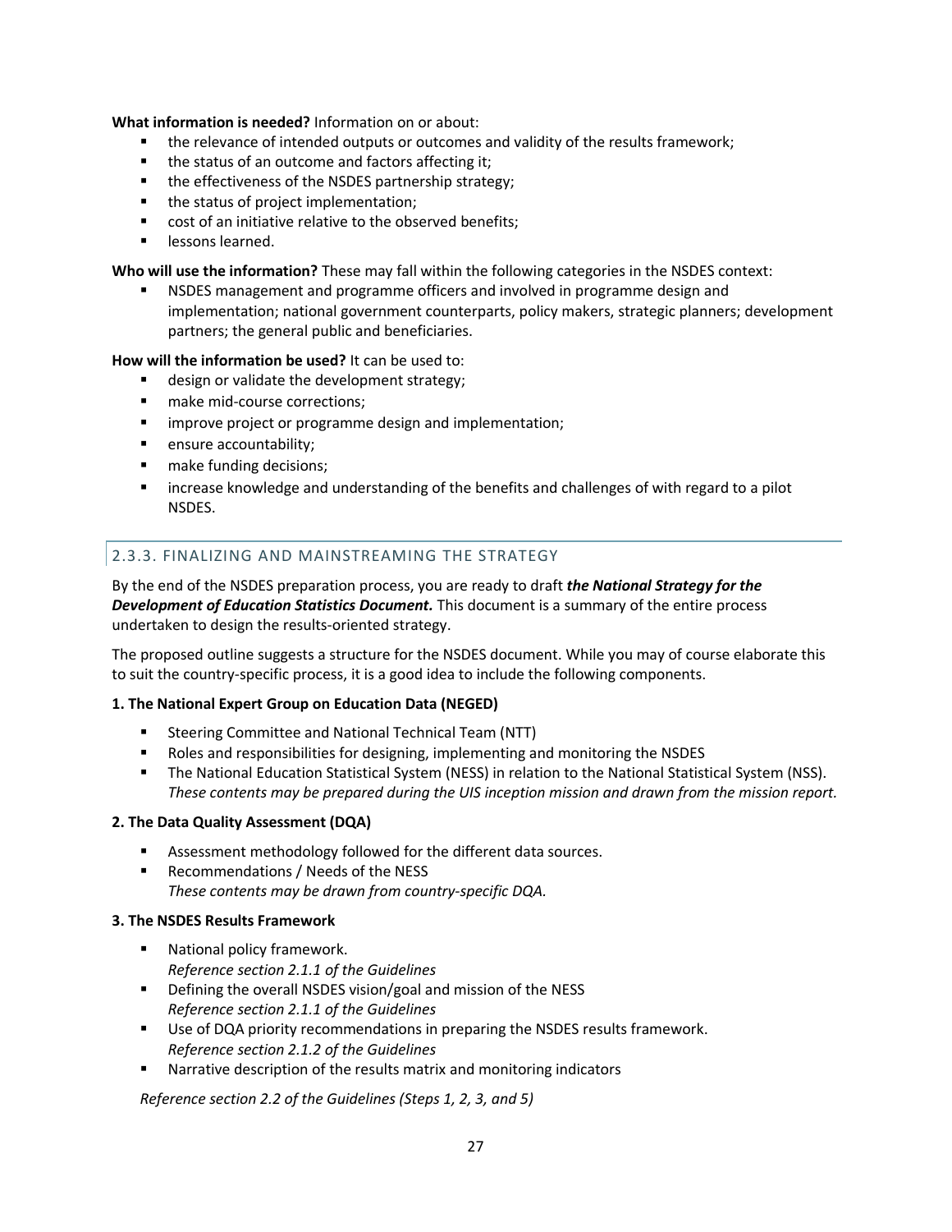**What information is needed?** Information on or about:

- the relevance of intended outputs or outcomes and validity of the results framework;
- the status of an outcome and factors affecting it;
- the effectiveness of the NSDES partnership strategy;
- the status of project implementation;
- cost of an initiative relative to the observed benefits;
- lessons learned.

**Who will use the information?** These may fall within the following categories in the NSDES context:

- NSDES management and programme officers and involved in programme design and implementation; national government counterparts, policy makers, strategic planners; development partners; the general public and beneficiaries.

**How will the information be used?** It can be used to:

- design or validate the development strategy;
- make mid-course corrections;
- improve project or programme design and implementation;
- ensure accountability;
- make funding decisions;
- increase knowledge and understanding of the benefits and challenges of with regard to a pilot NSDES.

### 2.3.3. FINALIZING AND MAINSTREAMING THE STRATEGY

By the end of the NSDES preparation process, you are ready to draft ***the National Strategy for the Development of Education Statistics Document.*** This document is a summary of the entire process undertaken to design the results-oriented strategy.

The proposed outline suggests a structure for the NSDES document. While you may of course elaborate this to suit the country-specific process, it is a good idea to include the following components.

**1. The National Expert Group on Education Data (NEGED)**

- Steering Committee and National Technical Team (NTT)
- Roles and responsibilities for designing, implementing and monitoring the NSDES
- The National Education Statistical System (NESS) in relation to the National Statistical System (NSS).
  *These contents may be prepared during the UIS inception mission and drawn from the mission report.*

**2. The Data Quality Assessment (DQA)**

- Assessment methodology followed for the different data sources.
- Recommendations / Needs of the NESS
  *These contents may be drawn from country-specific DQA.*

**3. The NSDES Results Framework**

- National policy framework.
  *Reference section 2.1.1 of the Guidelines*
- Defining the overall NSDES vision/goal and mission of the NESS
  *Reference section 2.1.1 of the Guidelines*
- Use of DQA priority recommendations in preparing the NSDES results framework.
  *Reference section 2.1.2 of the Guidelines*
- Narrative description of the results matrix and monitoring indicators

*Reference section 2.2 of the Guidelines (Steps 1, 2, 3, and 5)*